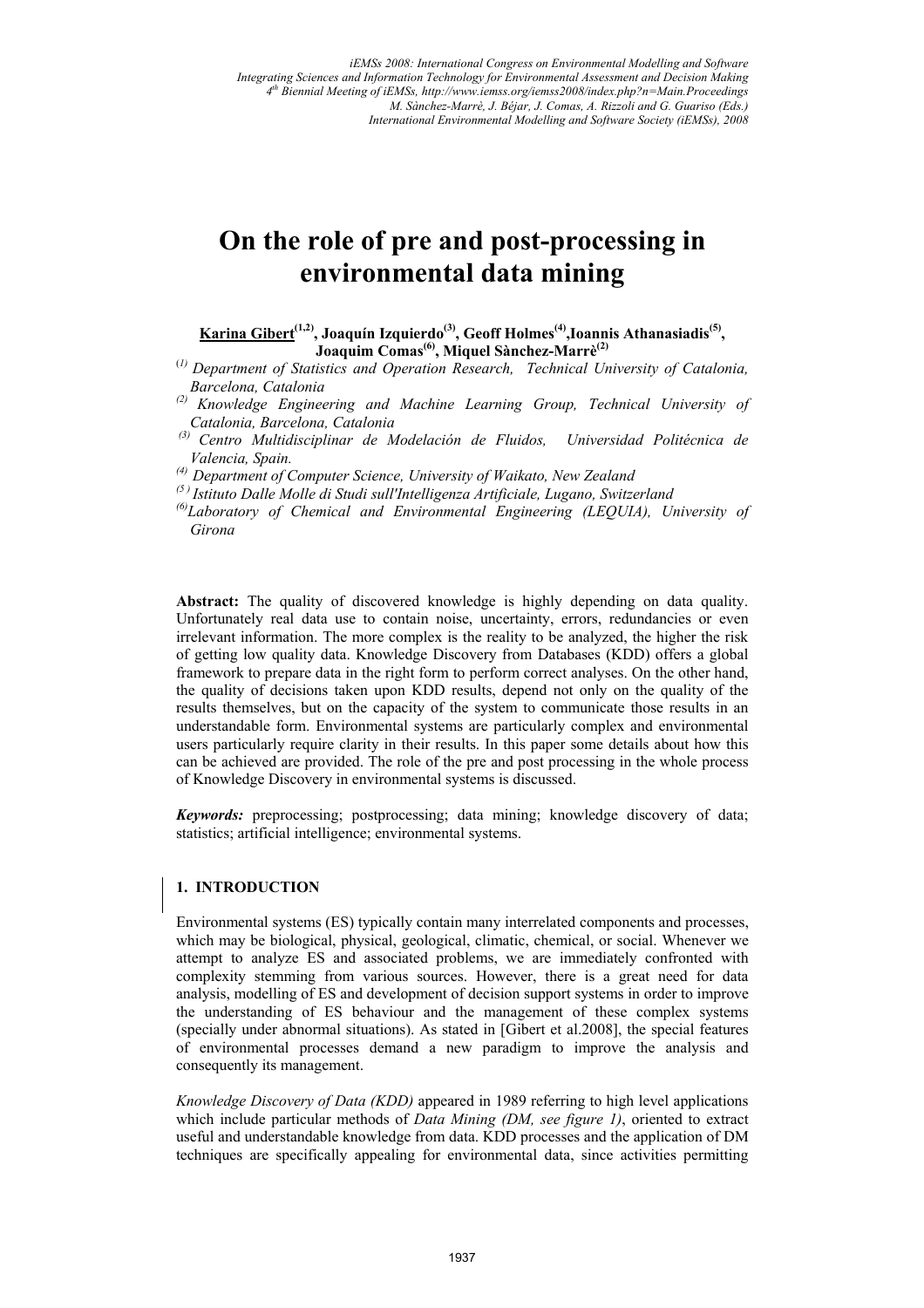# On the role of pre and post-processing in environmental data mining

**Karina Gibert[1,2], Joaquín Izquierdo[3], Geoff Holmes[4], Ioannis Athanasiadis[5], Joaquim Comas[6], Miquel Sànchez-Marrè[2]**

[1] *Department of Statistics and Operation Research, Technical University of Catalonia, Barcelona, Catalonia*

[2] *Knowledge Engineering and Machine Learning Group, Technical University of Catalonia, Barcelona, Catalonia*

[3] *Centro Multidisciplinar de Modelación de Fluidos, Universidad Politécnica de Valencia, Spain.*

[4] *Department of Computer Science, University of Waikato, New Zealand*

[5] *Istituto Dalle Molle di Studi sull'Intelligenza Artificiale, Lugano, Switzerland*

[6] *Laboratory of Chemical and Environmental Engineering (LEQUIA), University of Girona*

**Abstract:** The quality of discovered knowledge is highly depending on data quality. Unfortunately real data use to contain noise, uncertainty, errors, redundancies or even irrelevant information. The more complex is the reality to be analyzed, the higher the risk of getting low quality data. Knowledge Discovery from Databases (KDD) offers a global framework to prepare data in the right form to perform correct analyses. On the other hand, the quality of decisions taken upon KDD results, depend not only on the quality of the results themselves, but on the capacity of the system to communicate those results in an understandable form. Environmental systems are particularly complex and environmental users particularly require clarity in their results. In this paper some details about how this can be achieved are provided. The role of the pre and post processing in the whole process of Knowledge Discovery in environmental systems is discussed.

***Keywords:*** preprocessing; postprocessing; data mining; knowledge discovery of data; statistics; artificial intelligence; environmental systems.

## 1. INTRODUCTION

Environmental systems (ES) typically contain many interrelated components and processes, which may be biological, physical, geological, climatic, chemical, or social. Whenever we attempt to analyze ES and associated problems, we are immediately confronted with complexity stemming from various sources. However, there is a great need for data analysis, modelling of ES and development of decision support systems in order to improve the understanding of ES behaviour and the management of these complex systems (specially under abnormal situations). As stated in [Gibert et al.2008], the special features of environmental processes demand a new paradigm to improve the analysis and consequently its management.

*Knowledge Discovery of Data (KDD)* appeared in 1989 referring to high level applications which include particular methods of *Data Mining (DM, see figure 1)*, oriented to extract useful and understandable knowledge from data. KDD processes and the application of DM techniques are specifically appealing for environmental data, since activities permitting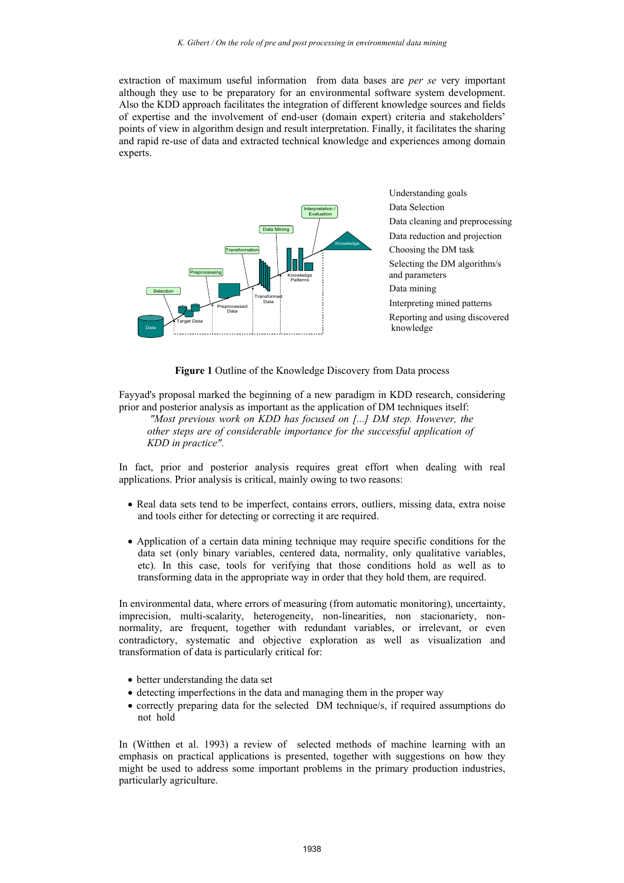extraction of maximum useful information from data bases are *per se* very important although they use to be preparatory for an environmental software system development. Also the KDD approach facilitates the integration of different knowledge sources and fields of expertise and the involvement of end-user (domain expert) criteria and stakeholders' points of view in algorithm design and result interpretation. Finally, it facilitates the sharing and rapid re-use of data and extracted technical knowledge and experiences among domain experts.

Understanding goals
Data Selection
Data cleaning and preprocessing
Data reduction and projection
Choosing the DM task
Selecting the DM algorithm/s and parameters
Data mining
Interpreting mined patterns
Reporting and using discovered knowledge

**Figure 1** Outline of the Knowledge Discovery from Data process

Fayyad's proposal marked the beginning of a new paradigm in KDD research, considering prior and posterior analysis as important as the application of DM techniques itself:

> *"Most previous work on KDD has focused on [...] DM step. However, the other steps are of considerable importance for the successful application of KDD in practice".*

In fact, prior and posterior analysis requires great effort when dealing with real applications. Prior analysis is critical, mainly owing to two reasons:

- Real data sets tend to be imperfect, contains errors, outliers, missing data, extra noise and tools either for detecting or correcting it are required.

- Application of a certain data mining technique may require specific conditions for the data set (only binary variables, centered data, normality, only qualitative variables, etc). In this case, tools for verifying that those conditions hold as well as to transforming data in the appropriate way in order that they hold them, are required.

In environmental data, where errors of measuring (from automatic monitoring), uncertainty, imprecision, multi-scalarity, heterogeneity, non-linearities, non stacionariety, non-normality, are frequent, together with redundant variables, or irrelevant, or even contradictory, systematic and objective exploration as well as visualization and transformation of data is particularly critical for:

- better understanding the data set
- detecting imperfections in the data and managing them in the proper way
- correctly preparing data for the selected DM technique/s, if required assumptions do not hold

In (Witthen et al. 1993) a review of selected methods of machine learning with an emphasis on practical applications is presented, together with suggestions on how they might be used to address some important problems in the primary production industries, particularly agriculture.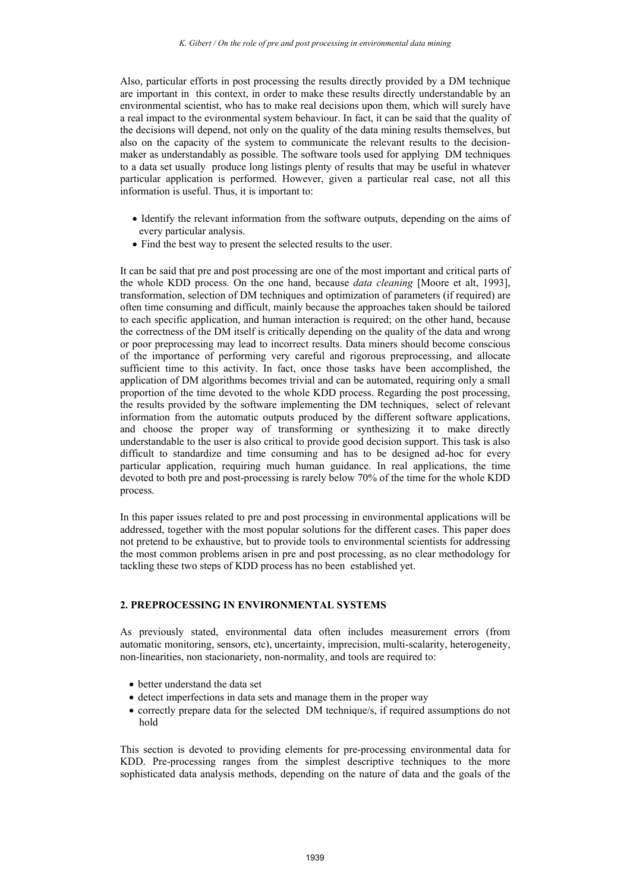Also, particular efforts in post processing the results directly provided by a DM technique are important in this context, in order to make these results directly understandable by an environmental scientist, who has to make real decisions upon them, which will surely have a real impact to the evironmental system behaviour. In fact, it can be said that the quality of the decisions will depend, not only on the quality of the data mining results themselves, but also on the capacity of the system to communicate the relevant results to the decision-maker as understandably as possible. The software tools used for applying DM techniques to a data set usually produce long listings plenty of results that may be useful in whatever particular application is performed. However, given a particular real case, not all this information is useful. Thus, it is important to:

- Identify the relevant information from the software outputs, depending on the aims of every particular analysis.
- Find the best way to present the selected results to the user.

It can be said that pre and post processing are one of the most important and critical parts of the whole KDD process. On the one hand, because *data cleaning* [Moore et alt, 1993], transformation, selection of DM techniques and optimization of parameters (if required) are often time consuming and difficult, mainly because the approaches taken should be tailored to each specific application, and human interaction is required; on the other hand, because the correctness of the DM itself is critically depending on the quality of the data and wrong or poor preprocessing may lead to incorrect results. Data miners should become conscious of the importance of performing very careful and rigorous preprocessing, and allocate sufficient time to this activity. In fact, once those tasks have been accomplished, the application of DM algorithms becomes trivial and can be automated, requiring only a small proportion of the time devoted to the whole KDD process. Regarding the post processing, the results provided by the software implementing the DM techniques, select of relevant information from the automatic outputs produced by the different software applications, and choose the proper way of transforming or synthesizing it to make directly understandable to the user is also critical to provide good decision support. This task is also difficult to standardize and time consuming and has to be designed ad-hoc for every particular application, requiring much human guidance. In real applications, the time devoted to both pre and post-processing is rarely below 70% of the time for the whole KDD process.

In this paper issues related to pre and post processing in environmental applications will be addressed, together with the most popular solutions for the different cases. This paper does not pretend to be exhaustive, but to provide tools to environmental scientists for addressing the most common problems arisen in pre and post processing, as no clear methodology for tackling these two steps of KDD process has no been established yet.

## 2. PREPROCESSING IN ENVIRONMENTAL SYSTEMS

As previously stated, environmental data often includes measurement errors (from automatic monitoring, sensors, etc), uncertainty, imprecision, multi-scalarity, heterogeneity, non-linearities, non stacionariety, non-normality, and tools are required to:

- better understand the data set
- detect imperfections in data sets and manage them in the proper way
- correctly prepare data for the selected DM technique/s, if required assumptions do not hold

This section is devoted to providing elements for pre-processing environmental data for KDD. Pre-processing ranges from the simplest descriptive techniques to the more sophisticated data analysis methods, depending on the nature of data and the goals of the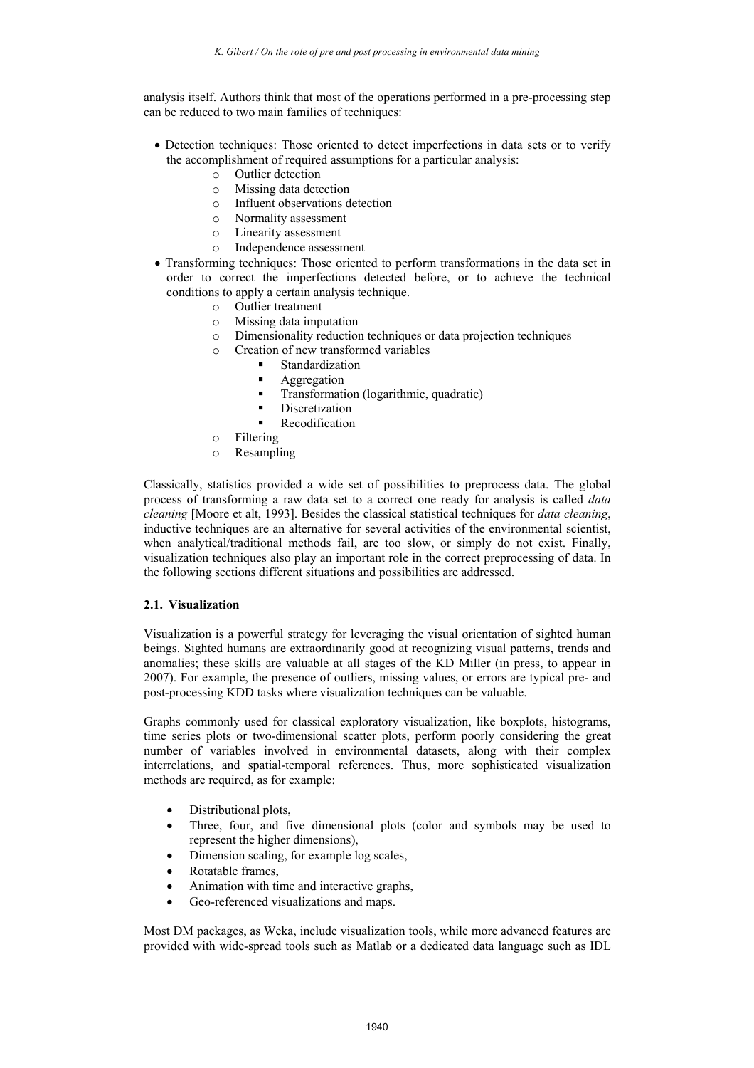analysis itself. Authors think that most of the operations performed in a pre-processing step can be reduced to two main families of techniques:

- Detection techniques: Those oriented to detect imperfections in data sets or to verify the accomplishment of required assumptions for a particular analysis:
  - Outlier detection
  - Missing data detection
  - Influent observations detection
  - Normality assessment
  - Linearity assessment
  - Independence assessment
- Transforming techniques: Those oriented to perform transformations in the data set in order to correct the imperfections detected before, or to achieve the technical conditions to apply a certain analysis technique.
  - Outlier treatment
  - Missing data imputation
  - Dimensionality reduction techniques or data projection techniques
  - Creation of new transformed variables
    - Standardization
    - Aggregation
    - Transformation (logarithmic, quadratic)
    - Discretization
    - Recodification
  - Filtering
  - Resampling

Classically, statistics provided a wide set of possibilities to preprocess data. The global process of transforming a raw data set to a correct one ready for analysis is called *data cleaning* [Moore et alt, 1993]. Besides the classical statistical techniques for *data cleaning*, inductive techniques are an alternative for several activities of the environmental scientist, when analytical/traditional methods fail, are too slow, or simply do not exist. Finally, visualization techniques also play an important role in the correct preprocessing of data. In the following sections different situations and possibilities are addressed.

### 2.1. Visualization

Visualization is a powerful strategy for leveraging the visual orientation of sighted human beings. Sighted humans are extraordinarily good at recognizing visual patterns, trends and anomalies; these skills are valuable at all stages of the KD Miller (in press, to appear in 2007). For example, the presence of outliers, missing values, or errors are typical pre- and post-processing KDD tasks where visualization techniques can be valuable.

Graphs commonly used for classical exploratory visualization, like boxplots, histograms, time series plots or two-dimensional scatter plots, perform poorly considering the great number of variables involved in environmental datasets, along with their complex interrelations, and spatial-temporal references. Thus, more sophisticated visualization methods are required, as for example:

- Distributional plots,
- Three, four, and five dimensional plots (color and symbols may be used to represent the higher dimensions),
- Dimension scaling, for example log scales,
- Rotatable frames,
- Animation with time and interactive graphs,
- Geo-referenced visualizations and maps.

Most DM packages, as Weka, include visualization tools, while more advanced features are provided with wide-spread tools such as Matlab or a dedicated data language such as IDL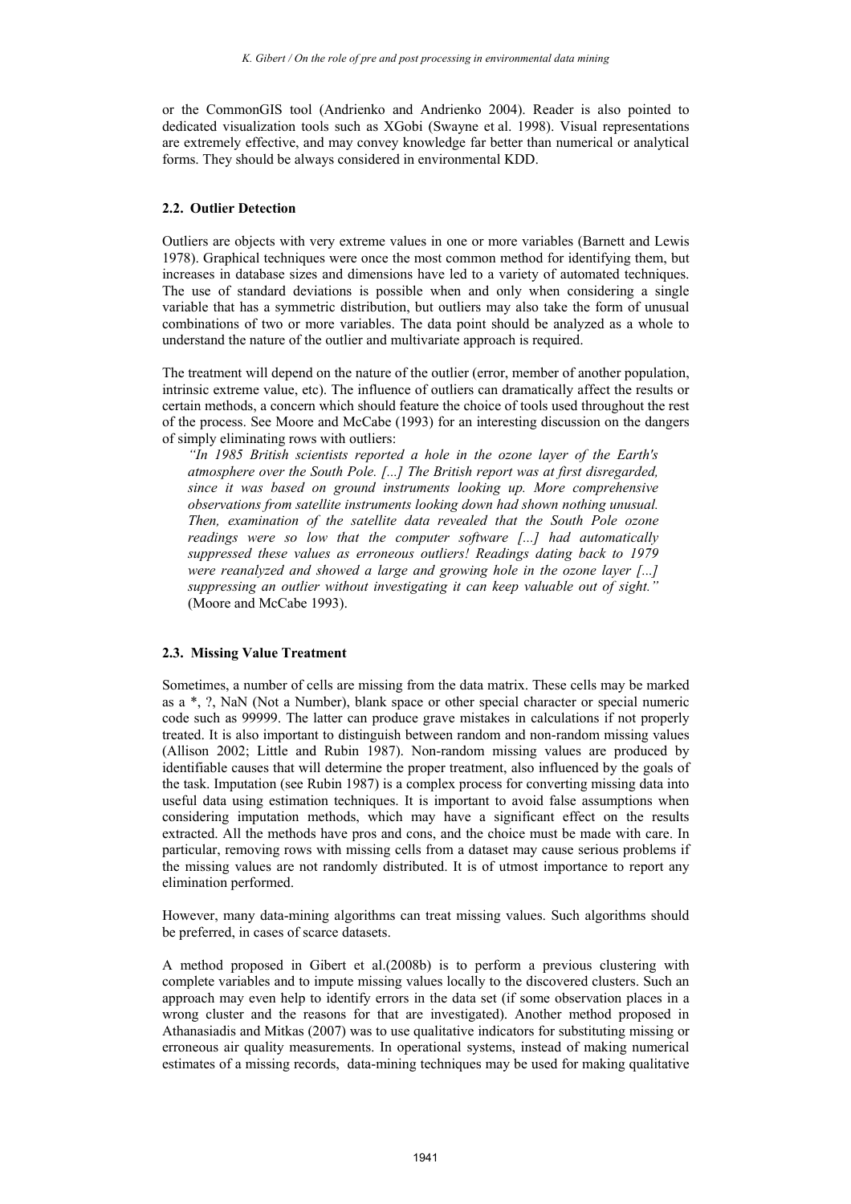or the CommonGIS tool (Andrienko and Andrienko 2004). Reader is also pointed to dedicated visualization tools such as XGobi (Swayne et al. 1998). Visual representations are extremely effective, and may convey knowledge far better than numerical or analytical forms. They should be always considered in environmental KDD.

### 2.2. Outlier Detection

Outliers are objects with very extreme values in one or more variables (Barnett and Lewis 1978). Graphical techniques were once the most common method for identifying them, but increases in database sizes and dimensions have led to a variety of automated techniques. The use of standard deviations is possible when and only when considering a single variable that has a symmetric distribution, but outliers may also take the form of unusual combinations of two or more variables. The data point should be analyzed as a whole to understand the nature of the outlier and multivariate approach is required.

The treatment will depend on the nature of the outlier (error, member of another population, intrinsic extreme value, etc). The influence of outliers can dramatically affect the results or certain methods, a concern which should feature the choice of tools used throughout the rest of the process. See Moore and McCabe (1993) for an interesting discussion on the dangers of simply eliminating rows with outliers:

> *"In 1985 British scientists reported a hole in the ozone layer of the Earth's atmosphere over the South Pole. [...] The British report was at first disregarded, since it was based on ground instruments looking up. More comprehensive observations from satellite instruments looking down had shown nothing unusual. Then, examination of the satellite data revealed that the South Pole ozone readings were so low that the computer software [...] had automatically suppressed these values as erroneous outliers! Readings dating back to 1979 were reanalyzed and showed a large and growing hole in the ozone layer [...] suppressing an outlier without investigating it can keep valuable out of sight."* (Moore and McCabe 1993).

### 2.3. Missing Value Treatment

Sometimes, a number of cells are missing from the data matrix. These cells may be marked as a *, ?, NaN (Not a Number), blank space or other special character or special numeric code such as 99999. The latter can produce grave mistakes in calculations if not properly treated. It is also important to distinguish between random and non-random missing values (Allison 2002; Little and Rubin 1987). Non-random missing values are produced by identifiable causes that will determine the proper treatment, also influenced by the goals of the task. Imputation (see Rubin 1987) is a complex process for converting missing data into useful data using estimation techniques. It is important to avoid false assumptions when considering imputation methods, which may have a significant effect on the results extracted. All the methods have pros and cons, and the choice must be made with care. In particular, removing rows with missing cells from a dataset may cause serious problems if the missing values are not randomly distributed. It is of utmost importance to report any elimination performed.

However, many data-mining algorithms can treat missing values. Such algorithms should be preferred, in cases of scarce datasets.

A method proposed in Gibert et al.(2008b) is to perform a previous clustering with complete variables and to impute missing values locally to the discovered clusters. Such an approach may even help to identify errors in the data set (if some observation places in a wrong cluster and the reasons for that are investigated). Another method proposed in Athanasiadis and Mitkas (2007) was to use qualitative indicators for substituting missing or erroneous air quality measurements. In operational systems, instead of making numerical estimates of a missing records, data-mining techniques may be used for making qualitative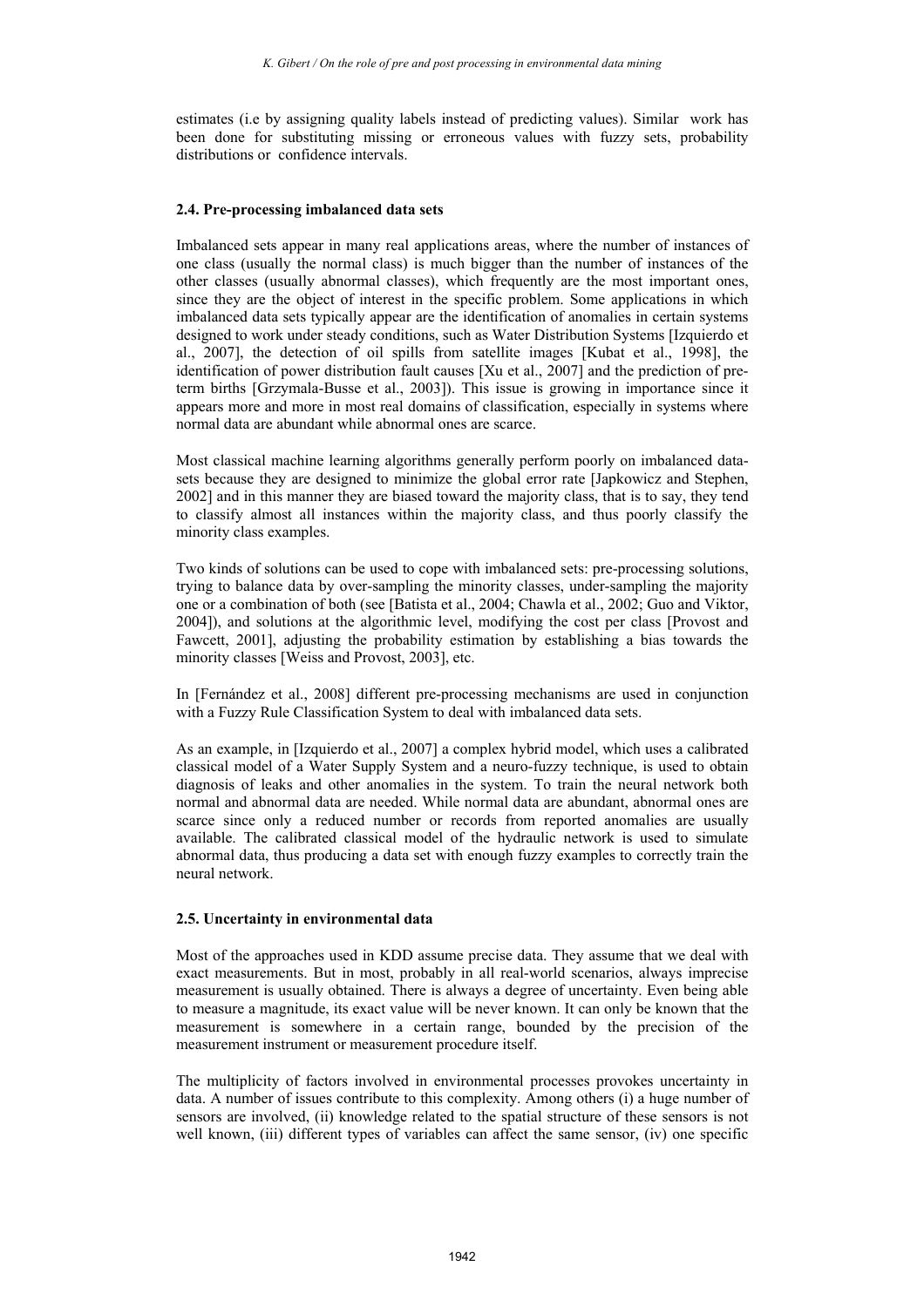estimates (i.e by assigning quality labels instead of predicting values). Similar work has been done for substituting missing or erroneous values with fuzzy sets, probability distributions or confidence intervals.

### 2.4. Pre-processing imbalanced data sets

Imbalanced sets appear in many real applications areas, where the number of instances of one class (usually the normal class) is much bigger than the number of instances of the other classes (usually abnormal classes), which frequently are the most important ones, since they are the object of interest in the specific problem. Some applications in which imbalanced data sets typically appear are the identification of anomalies in certain systems designed to work under steady conditions, such as Water Distribution Systems [Izquierdo et al., 2007], the detection of oil spills from satellite images [Kubat et al., 1998], the identification of power distribution fault causes [Xu et al., 2007] and the prediction of pre-term births [Grzymala-Busse et al., 2003]). This issue is growing in importance since it appears more and more in most real domains of classification, especially in systems where normal data are abundant while abnormal ones are scarce.

Most classical machine learning algorithms generally perform poorly on imbalanced data-sets because they are designed to minimize the global error rate [Japkowicz and Stephen, 2002] and in this manner they are biased toward the majority class, that is to say, they tend to classify almost all instances within the majority class, and thus poorly classify the minority class examples.

Two kinds of solutions can be used to cope with imbalanced sets: pre-processing solutions, trying to balance data by over-sampling the minority classes, under-sampling the majority one or a combination of both (see [Batista et al., 2004; Chawla et al., 2002; Guo and Viktor, 2004]), and solutions at the algorithmic level, modifying the cost per class [Provost and Fawcett, 2001], adjusting the probability estimation by establishing a bias towards the minority classes [Weiss and Provost, 2003], etc.

In [Fernández et al., 2008] different pre-processing mechanisms are used in conjunction with a Fuzzy Rule Classification System to deal with imbalanced data sets.

As an example, in [Izquierdo et al., 2007] a complex hybrid model, which uses a calibrated classical model of a Water Supply System and a neuro-fuzzy technique, is used to obtain diagnosis of leaks and other anomalies in the system. To train the neural network both normal and abnormal data are needed. While normal data are abundant, abnormal ones are scarce since only a reduced number or records from reported anomalies are usually available. The calibrated classical model of the hydraulic network is used to simulate abnormal data, thus producing a data set with enough fuzzy examples to correctly train the neural network.

### 2.5. Uncertainty in environmental data

Most of the approaches used in KDD assume precise data. They assume that we deal with exact measurements. But in most, probably in all real-world scenarios, always imprecise measurement is usually obtained. There is always a degree of uncertainty. Even being able to measure a magnitude, its exact value will be never known. It can only be known that the measurement is somewhere in a certain range, bounded by the precision of the measurement instrument or measurement procedure itself.

The multiplicity of factors involved in environmental processes provokes uncertainty in data. A number of issues contribute to this complexity. Among others (i) a huge number of sensors are involved, (ii) knowledge related to the spatial structure of these sensors is not well known, (iii) different types of variables can affect the same sensor, (iv) one specific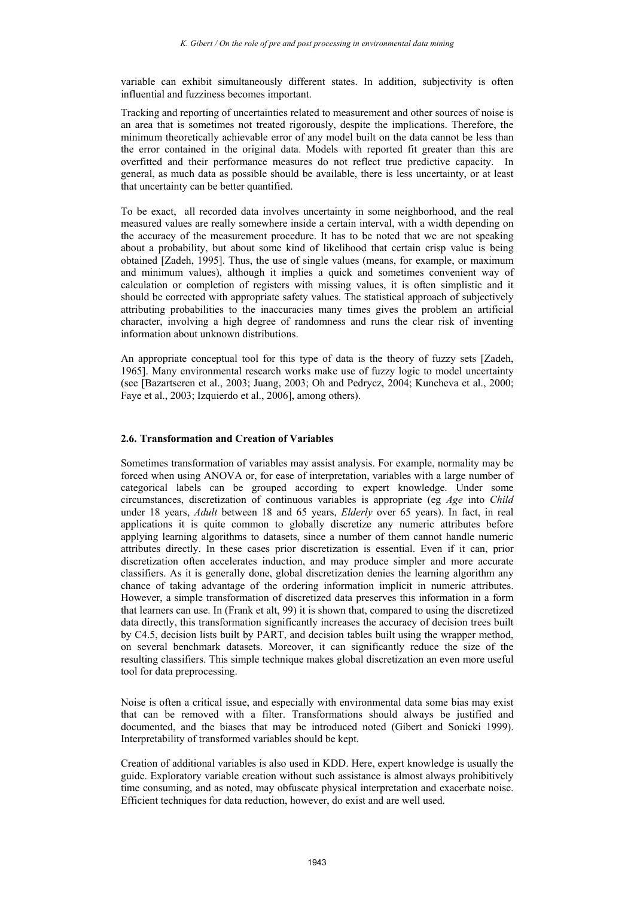variable can exhibit simultaneously different states. In addition, subjectivity is often influential and fuzziness becomes important.

Tracking and reporting of uncertainties related to measurement and other sources of noise is an area that is sometimes not treated rigorously, despite the implications. Therefore, the minimum theoretically achievable error of any model built on the data cannot be less than the error contained in the original data. Models with reported fit greater than this are overfitted and their performance measures do not reflect true predictive capacity. In general, as much data as possible should be available, there is less uncertainty, or at least that uncertainty can be better quantified.

To be exact, all recorded data involves uncertainty in some neighborhood, and the real measured values are really somewhere inside a certain interval, with a width depending on the accuracy of the measurement procedure. It has to be noted that we are not speaking about a probability, but about some kind of likelihood that certain crisp value is being obtained [Zadeh, 1995]. Thus, the use of single values (means, for example, or maximum and minimum values), although it implies a quick and sometimes convenient way of calculation or completion of registers with missing values, it is often simplistic and it should be corrected with appropriate safety values. The statistical approach of subjectively attributing probabilities to the inaccuracies many times gives the problem an artificial character, involving a high degree of randomness and runs the clear risk of inventing information about unknown distributions.

An appropriate conceptual tool for this type of data is the theory of fuzzy sets [Zadeh, 1965]. Many environmental research works make use of fuzzy logic to model uncertainty (see [Bazartseren et al., 2003; Juang, 2003; Oh and Pedrycz, 2004; Kuncheva et al., 2000; Faye et al., 2003; Izquierdo et al., 2006], among others).

### 2.6. Transformation and Creation of Variables

Sometimes transformation of variables may assist analysis. For example, normality may be forced when using ANOVA or, for ease of interpretation, variables with a large number of categorical labels can be grouped according to expert knowledge. Under some circumstances, discretization of continuous variables is appropriate (eg *Age* into *Child* under 18 years, *Adult* between 18 and 65 years, *Elderly* over 65 years). In fact, in real applications it is quite common to globally discretize any numeric attributes before applying learning algorithms to datasets, since a number of them cannot handle numeric attributes directly. In these cases prior discretization is essential. Even if it can, prior discretization often accelerates induction, and may produce simpler and more accurate classifiers. As it is generally done, global discretization denies the learning algorithm any chance of taking advantage of the ordering information implicit in numeric attributes. However, a simple transformation of discretized data preserves this information in a form that learners can use. In (Frank et alt, 99) it is shown that, compared to using the discretized data directly, this transformation significantly increases the accuracy of decision trees built by C4.5, decision lists built by PART, and decision tables built using the wrapper method, on several benchmark datasets. Moreover, it can significantly reduce the size of the resulting classifiers. This simple technique makes global discretization an even more useful tool for data preprocessing.

Noise is often a critical issue, and especially with environmental data some bias may exist that can be removed with a filter. Transformations should always be justified and documented, and the biases that may be introduced noted (Gibert and Sonicki 1999). Interpretability of transformed variables should be kept.

Creation of additional variables is also used in KDD. Here, expert knowledge is usually the guide. Exploratory variable creation without such assistance is almost always prohibitively time consuming, and as noted, may obfuscate physical interpretation and exacerbate noise. Efficient techniques for data reduction, however, do exist and are well used.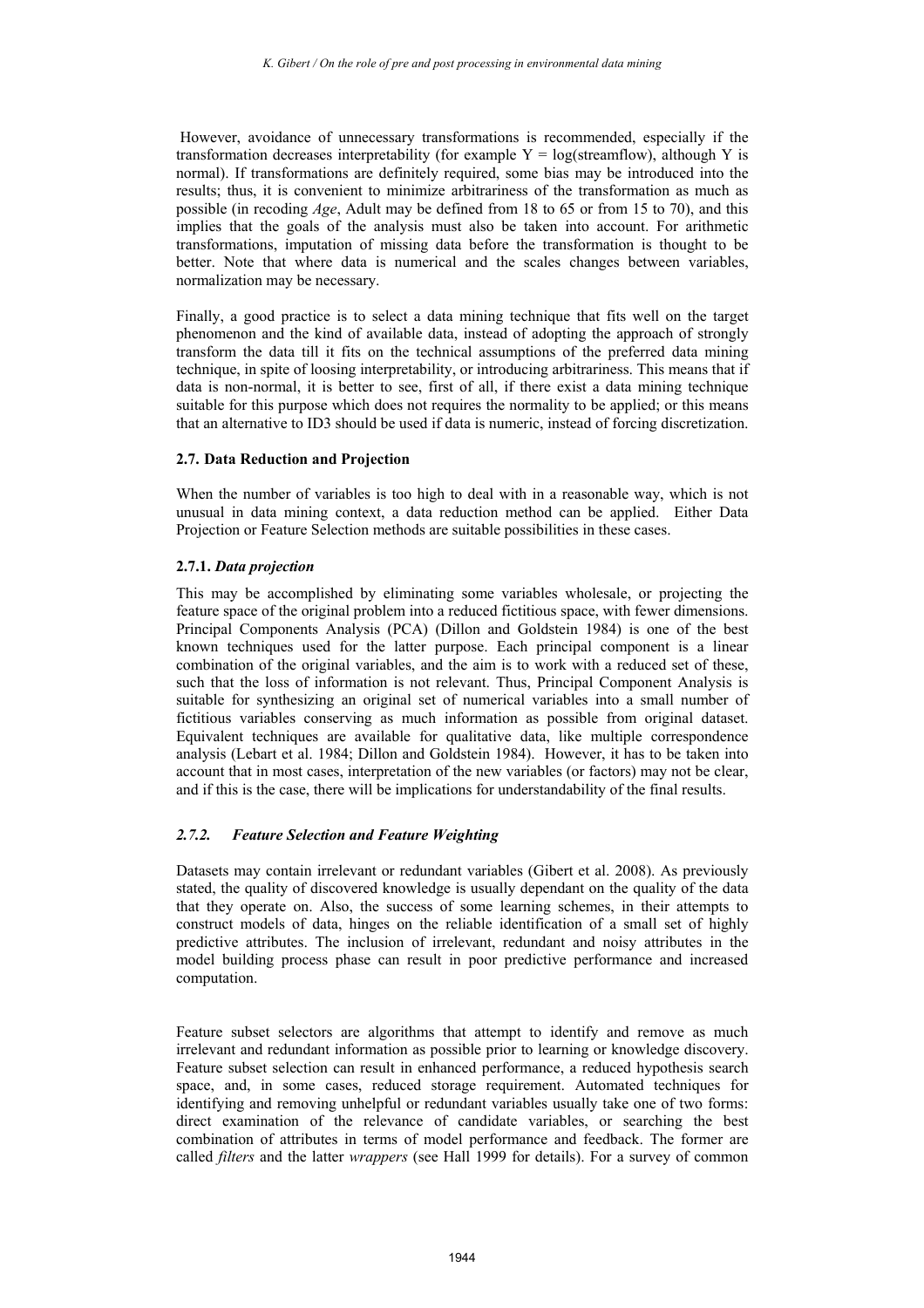However, avoidance of unnecessary transformations is recommended, especially if the transformation decreases interpretability (for example $Y = \log(\text{streamflow})$, although Y is normal). If transformations are definitely required, some bias may be introduced into the results; thus, it is convenient to minimize arbitrariness of the transformation as much as possible (in recoding *Age*, Adult may be defined from 18 to 65 or from 15 to 70), and this implies that the goals of the analysis must also be taken into account. For arithmetic transformations, imputation of missing data before the transformation is thought to be better. Note that where data is numerical and the scales changes between variables, normalization may be necessary.

Finally, a good practice is to select a data mining technique that fits well on the target phenomenon and the kind of available data, instead of adopting the approach of strongly transform the data till it fits on the technical assumptions of the preferred data mining technique, in spite of loosing interpretability, or introducing arbitrariness. This means that if data is non-normal, it is better to see, first of all, if there exist a data mining technique suitable for this purpose which does not requires the normality to be applied; or this means that an alternative to ID3 should be used if data is numeric, instead of forcing discretization.

### 2.7. Data Reduction and Projection

When the number of variables is too high to deal with in a reasonable way, which is not unusual in data mining context, a data reduction method can be applied. Either Data Projection or Feature Selection methods are suitable possibilities in these cases.

#### 2.7.1. *Data projection*

This may be accomplished by eliminating some variables wholesale, or projecting the feature space of the original problem into a reduced fictitious space, with fewer dimensions. Principal Components Analysis (PCA) (Dillon and Goldstein 1984) is one of the best known techniques used for the latter purpose. Each principal component is a linear combination of the original variables, and the aim is to work with a reduced set of these, such that the loss of information is not relevant. Thus, Principal Component Analysis is suitable for synthesizing an original set of numerical variables into a small number of fictitious variables conserving as much information as possible from original dataset. Equivalent techniques are available for qualitative data, like multiple correspondence analysis (Lebart et al. 1984; Dillon and Goldstein 1984). However, it has to be taken into account that in most cases, interpretation of the new variables (or factors) may not be clear, and if this is the case, there will be implications for understandability of the final results.

#### *2.7.2. Feature Selection and Feature Weighting*

Datasets may contain irrelevant or redundant variables (Gibert et al. 2008). As previously stated, the quality of discovered knowledge is usually dependant on the quality of the data that they operate on. Also, the success of some learning schemes, in their attempts to construct models of data, hinges on the reliable identification of a small set of highly predictive attributes. The inclusion of irrelevant, redundant and noisy attributes in the model building process phase can result in poor predictive performance and increased computation.

Feature subset selectors are algorithms that attempt to identify and remove as much irrelevant and redundant information as possible prior to learning or knowledge discovery. Feature subset selection can result in enhanced performance, a reduced hypothesis search space, and, in some cases, reduced storage requirement. Automated techniques for identifying and removing unhelpful or redundant variables usually take one of two forms: direct examination of the relevance of candidate variables, or searching the best combination of attributes in terms of model performance and feedback. The former are called *filters* and the latter *wrappers* (see Hall 1999 for details). For a survey of common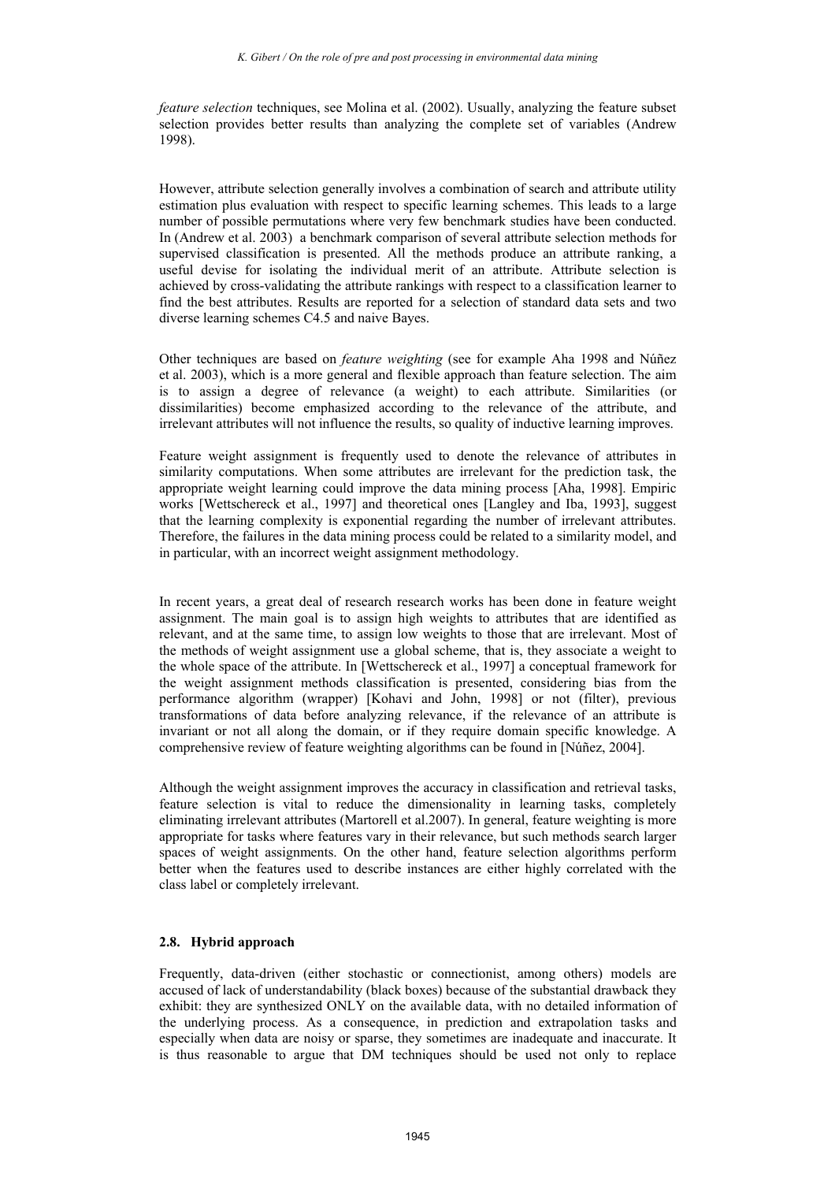*feature selection* techniques, see Molina et al. (2002). Usually, analyzing the feature subset selection provides better results than analyzing the complete set of variables (Andrew 1998).

However, attribute selection generally involves a combination of search and attribute utility estimation plus evaluation with respect to specific learning schemes. This leads to a large number of possible permutations where very few benchmark studies have been conducted. In (Andrew et al. 2003) a benchmark comparison of several attribute selection methods for supervised classification is presented. All the methods produce an attribute ranking, a useful devise for isolating the individual merit of an attribute. Attribute selection is achieved by cross-validating the attribute rankings with respect to a classification learner to find the best attributes. Results are reported for a selection of standard data sets and two diverse learning schemes C4.5 and naive Bayes.

Other techniques are based on *feature weighting* (see for example Aha 1998 and Núñez et al. 2003), which is a more general and flexible approach than feature selection. The aim is to assign a degree of relevance (a weight) to each attribute. Similarities (or dissimilarities) become emphasized according to the relevance of the attribute, and irrelevant attributes will not influence the results, so quality of inductive learning improves.

Feature weight assignment is frequently used to denote the relevance of attributes in similarity computations. When some attributes are irrelevant for the prediction task, the appropriate weight learning could improve the data mining process [Aha, 1998]. Empiric works [Wettschereck et al., 1997] and theoretical ones [Langley and Iba, 1993], suggest that the learning complexity is exponential regarding the number of irrelevant attributes. Therefore, the failures in the data mining process could be related to a similarity model, and in particular, with an incorrect weight assignment methodology.

In recent years, a great deal of research research works has been done in feature weight assignment. The main goal is to assign high weights to attributes that are identified as relevant, and at the same time, to assign low weights to those that are irrelevant. Most of the methods of weight assignment use a global scheme, that is, they associate a weight to the whole space of the attribute. In [Wettschereck et al., 1997] a conceptual framework for the weight assignment methods classification is presented, considering bias from the performance algorithm (wrapper) [Kohavi and John, 1998] or not (filter), previous transformations of data before analyzing relevance, if the relevance of an attribute is invariant or not all along the domain, or if they require domain specific knowledge. A comprehensive review of feature weighting algorithms can be found in [Núñez, 2004].

Although the weight assignment improves the accuracy in classification and retrieval tasks, feature selection is vital to reduce the dimensionality in learning tasks, completely eliminating irrelevant attributes (Martorell et al.2007). In general, feature weighting is more appropriate for tasks where features vary in their relevance, but such methods search larger spaces of weight assignments. On the other hand, feature selection algorithms perform better when the features used to describe instances are either highly correlated with the class label or completely irrelevant.

### 2.8. Hybrid approach

Frequently, data-driven (either stochastic or connectionist, among others) models are accused of lack of understandability (black boxes) because of the substantial drawback they exhibit: they are synthesized ONLY on the available data, with no detailed information of the underlying process. As a consequence, in prediction and extrapolation tasks and especially when data are noisy or sparse, they sometimes are inadequate and inaccurate. It is thus reasonable to argue that DM techniques should be used not only to replace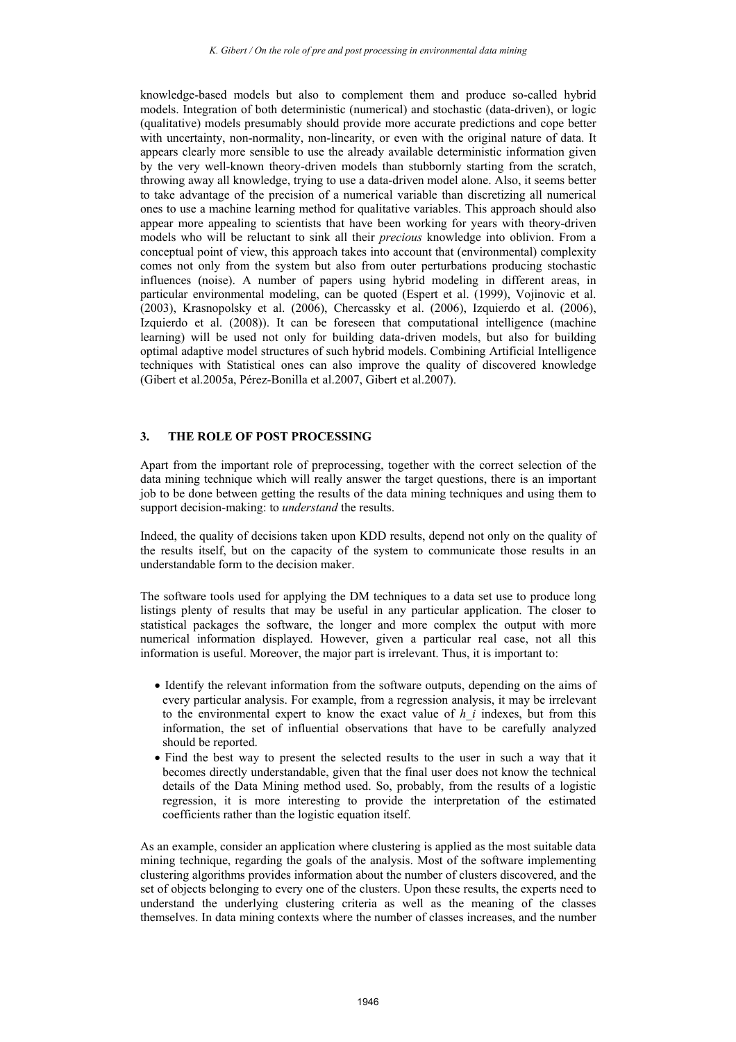knowledge-based models but also to complement them and produce so-called hybrid models. Integration of both deterministic (numerical) and stochastic (data-driven), or logic (qualitative) models presumably should provide more accurate predictions and cope better with uncertainty, non-normality, non-linearity, or even with the original nature of data. It appears clearly more sensible to use the already available deterministic information given by the very well-known theory-driven models than stubbornly starting from the scratch, throwing away all knowledge, trying to use a data-driven model alone. Also, it seems better to take advantage of the precision of a numerical variable than discretizing all numerical ones to use a machine learning method for qualitative variables. This approach should also appear more appealing to scientists that have been working for years with theory-driven models who will be reluctant to sink all their *precious* knowledge into oblivion. From a conceptual point of view, this approach takes into account that (environmental) complexity comes not only from the system but also from outer perturbations producing stochastic influences (noise). A number of papers using hybrid modeling in different areas, in particular environmental modeling, can be quoted (Espert et al. (1999), Vojinovic et al. (2003), Krasnopolsky et al. (2006), Chercassky et al. (2006), Izquierdo et al. (2006), Izquierdo et al. (2008)). It can be foreseen that computational intelligence (machine learning) will be used not only for building data-driven models, but also for building optimal adaptive model structures of such hybrid models. Combining Artificial Intelligence techniques with Statistical ones can also improve the quality of discovered knowledge (Gibert et al.2005a, Pérez-Bonilla et al.2007, Gibert et al.2007).

## 3. THE ROLE OF POST PROCESSING

Apart from the important role of preprocessing, together with the correct selection of the data mining technique which will really answer the target questions, there is an important job to be done between getting the results of the data mining techniques and using them to support decision-making: to *understand* the results.

Indeed, the quality of decisions taken upon KDD results, depend not only on the quality of the results itself, but on the capacity of the system to communicate those results in an understandable form to the decision maker.

The software tools used for applying the DM techniques to a data set use to produce long listings plenty of results that may be useful in any particular application. The closer to statistical packages the software, the longer and more complex the output with more numerical information displayed. However, given a particular real case, not all this information is useful. Moreover, the major part is irrelevant. Thus, it is important to:

- Identify the relevant information from the software outputs, depending on the aims of every particular analysis. For example, from a regression analysis, it may be irrelevant to the environmental expert to know the exact value of $h_i$ indexes, but from this information, the set of influential observations that have to be carefully analyzed should be reported.
- Find the best way to present the selected results to the user in such a way that it becomes directly understandable, given that the final user does not know the technical details of the Data Mining method used. So, probably, from the results of a logistic regression, it is more interesting to provide the interpretation of the estimated coefficients rather than the logistic equation itself.

As an example, consider an application where clustering is applied as the most suitable data mining technique, regarding the goals of the analysis. Most of the software implementing clustering algorithms provides information about the number of clusters discovered, and the set of objects belonging to every one of the clusters. Upon these results, the experts need to understand the underlying clustering criteria as well as the meaning of the classes themselves. In data mining contexts where the number of classes increases, and the number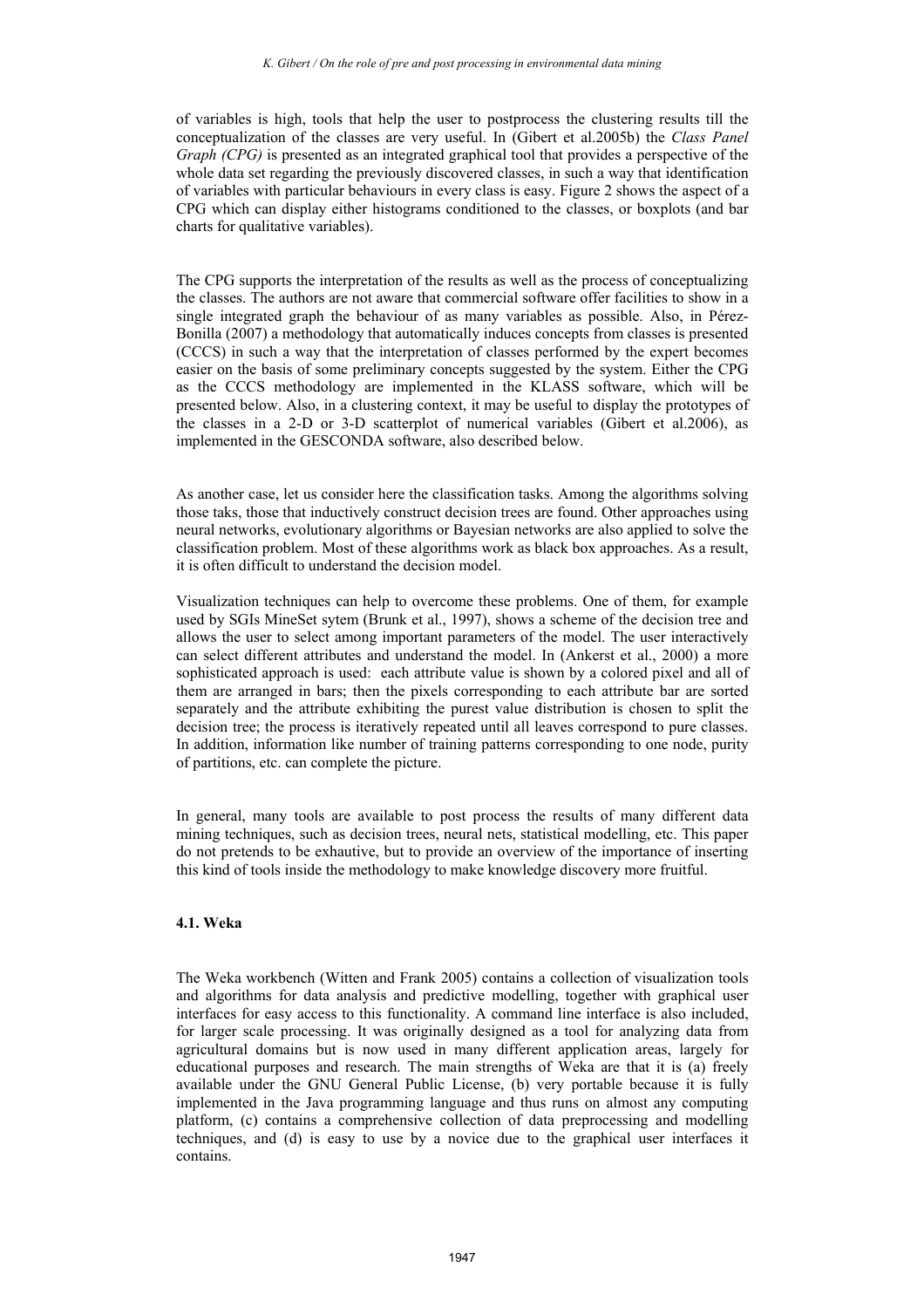of variables is high, tools that help the user to postprocess the clustering results till the conceptualization of the classes are very useful. In (Gibert et al.2005b) the *Class Panel Graph (CPG)* is presented as an integrated graphical tool that provides a perspective of the whole data set regarding the previously discovered classes, in such a way that identification of variables with particular behaviours in every class is easy. Figure 2 shows the aspect of a CPG which can display either histograms conditioned to the classes, or boxplots (and bar charts for qualitative variables).

The CPG supports the interpretation of the results as well as the process of conceptualizing the classes. The authors are not aware that commercial software offer facilities to show in a single integrated graph the behaviour of as many variables as possible. Also, in Pérez-Bonilla (2007) a methodology that automatically induces concepts from classes is presented (CCCS) in such a way that the interpretation of classes performed by the expert becomes easier on the basis of some preliminary concepts suggested by the system. Either the CPG as the CCCS methodology are implemented in the KLASS software, which will be presented below. Also, in a clustering context, it may be useful to display the prototypes of the classes in a 2-D or 3-D scatterplot of numerical variables (Gibert et al.2006), as implemented in the GESCONDA software, also described below.

As another case, let us consider here the classification tasks. Among the algorithms solving those taks, those that inductively construct decision trees are found. Other approaches using neural networks, evolutionary algorithms or Bayesian networks are also applied to solve the classification problem. Most of these algorithms work as black box approaches. As a result, it is often difficult to understand the decision model.

Visualization techniques can help to overcome these problems. One of them, for example used by SGIs MineSet sytem (Brunk et al., 1997), shows a scheme of the decision tree and allows the user to select among important parameters of the model. The user interactively can select different attributes and understand the model. In (Ankerst et al., 2000) a more sophisticated approach is used: each attribute value is shown by a colored pixel and all of them are arranged in bars; then the pixels corresponding to each attribute bar are sorted separately and the attribute exhibiting the purest value distribution is chosen to split the decision tree; the process is iteratively repeated until all leaves correspond to pure classes. In addition, information like number of training patterns corresponding to one node, purity of partitions, etc. can complete the picture.

In general, many tools are available to post process the results of many different data mining techniques, such as decision trees, neural nets, statistical modelling, etc. This paper do not pretends to be exhaútive, but to provide an overview of the importance of inserting this kind of tools inside the methodology to make knowledge discovery more fruitful.

### 4.1. Weka

The Weka workbench (Witten and Frank 2005) contains a collection of visualization tools and algorithms for data analysis and predictive modelling, together with graphical user interfaces for easy access to this functionality. A command line interface is also included, for larger scale processing. It was originally designed as a tool for analyzing data from agricultural domains but is now used in many different application areas, largely for educational purposes and research. The main strengths of Weka are that it is (a) freely available under the GNU General Public License, (b) very portable because it is fully implemented in the Java programming language and thus runs on almost any computing platform, (c) contains a comprehensive collection of data preprocessing and modelling techniques, and (d) is easy to use by a novice due to the graphical user interfaces it contains.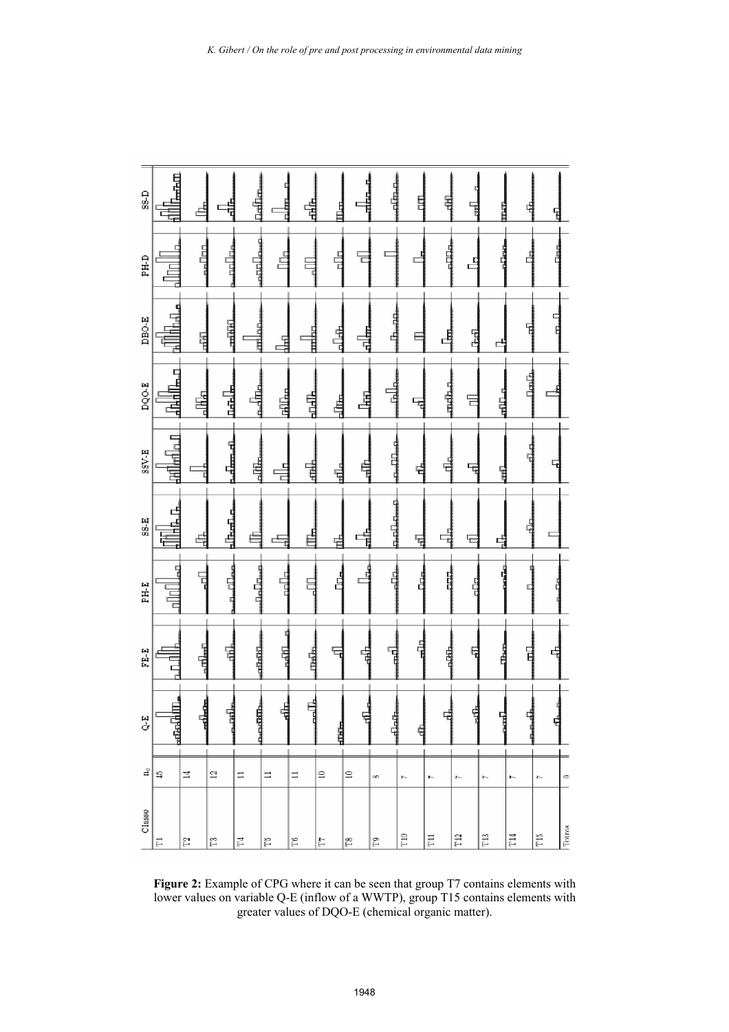**Figure 2:** Example of CPG where it can be seen that group T7 contains elements with lower values on variable Q-E (inflow of a WWTP), group T15 contains elements with greater values of DQO-E (chemical organic matter).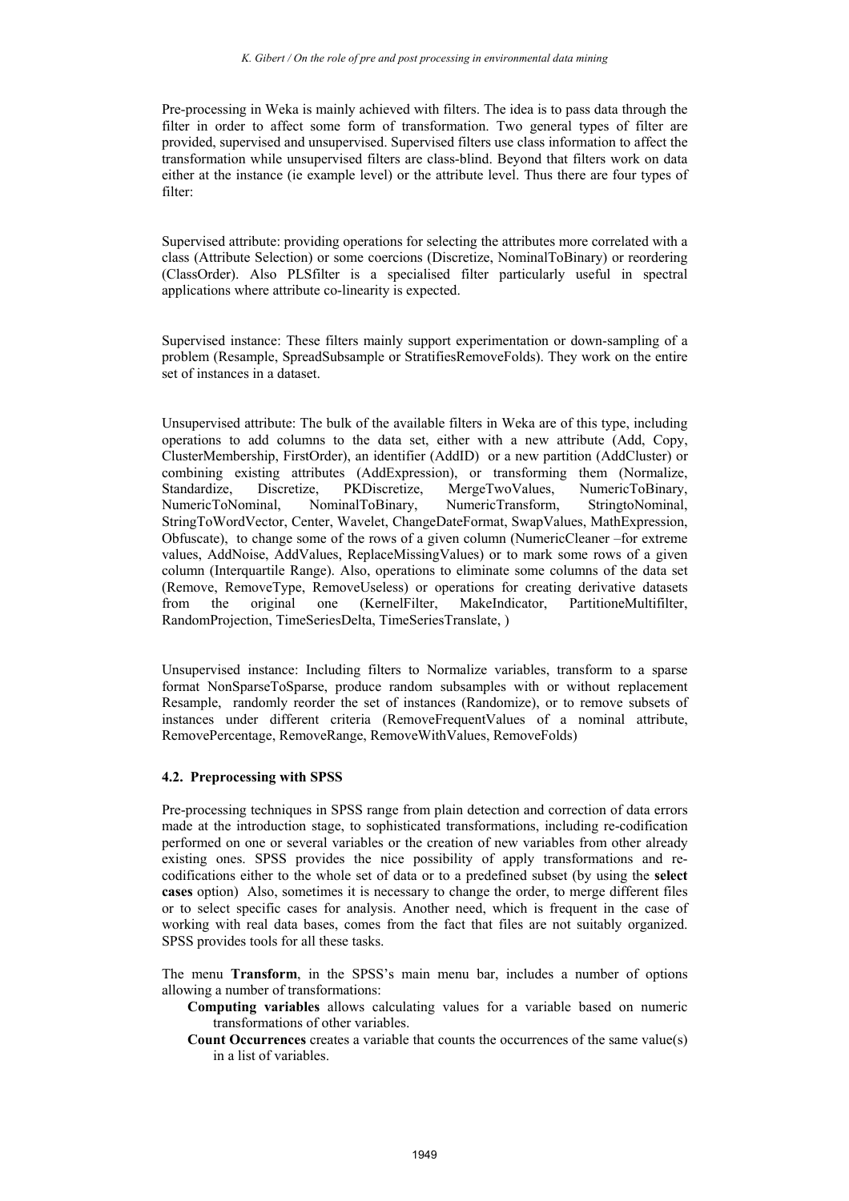Pre-processing in Weka is mainly achieved with filters. The idea is to pass data through the filter in order to affect some form of transformation. Two general types of filter are provided, supervised and unsupervised. Supervised filters use class information to affect the transformation while unsupervised filters are class-blind. Beyond that filters work on data either at the instance (ie example level) or the attribute level. Thus there are four types of filter:

Supervised attribute: providing operations for selecting the attributes more correlated with a class (Attribute Selection) or some coercions (Discretize, NominalToBinary) or reordering (ClassOrder). Also PLSfilter is a specialised filter particularly useful in spectral applications where attribute co-linearity is expected.

Supervised instance: These filters mainly support experimentation or down-sampling of a problem (Resample, SpreadSubsample or StratifiesRemoveFolds). They work on the entire set of instances in a dataset.

Unsupervised attribute: The bulk of the available filters in Weka are of this type, including operations to add columns to the data set, either with a new attribute (Add, Copy, ClusterMembership, FirstOrder), an identifier (AddID) or a new partition (AddCluster) or combining existing attributes (AddExpression), or transforming them (Normalize, Standardize, Discretize, PKDiscretize, MergeTwoValues, NumericToBinary, NumericToNominal, NominalToBinary, NumericTransform, StringtoNominal, StringToWordVector, Center, Wavelet, ChangeDateFormat, SwapValues, MathExpression, Obfuscate), to change some of the rows of a given column (NumericCleaner –for extreme values, AddNoise, AddValues, ReplaceMissingValues) or to mark some rows of a given column (Interquartile Range). Also, operations to eliminate some columns of the data set (Remove, RemoveType, RemoveUseless) or operations for creating derivative datasets from the original one (KernelFilter, MakeIndicator, PartitioneMultifilter, RandomProjection, TimeSeriesDelta, TimeSeriesTranslate, )

Unsupervised instance: Including filters to Normalize variables, transform to a sparse format NonSparseToSparse, produce random subsamples with or without replacement Resample, randomly reorder the set of instances (Randomize), or to remove subsets of instances under different criteria (RemoveFrequentValues of a nominal attribute, RemovePercentage, RemoveRange, RemoveWithValues, RemoveFolds)

### 4.2. Preprocessing with SPSS

Pre-processing techniques in SPSS range from plain detection and correction of data errors made at the introduction stage, to sophisticated transformations, including re-codification performed on one or several variables or the creation of new variables from other already existing ones. SPSS provides the nice possibility of apply transformations and re-codifications either to the whole set of data or to a predefined subset (by using the **select cases** option) Also, sometimes it is necessary to change the order, to merge different files or to select specific cases for analysis. Another need, which is frequent in the case of working with real data bases, comes from the fact that files are not suitably organized. SPSS provides tools for all these tasks.

The menu **Transform**, in the SPSS's main menu bar, includes a number of options allowing a number of transformations:

- **Computing variables** allows calculating values for a variable based on numeric transformations of other variables.
- **Count Occurrences** creates a variable that counts the occurrences of the same value(s) in a list of variables.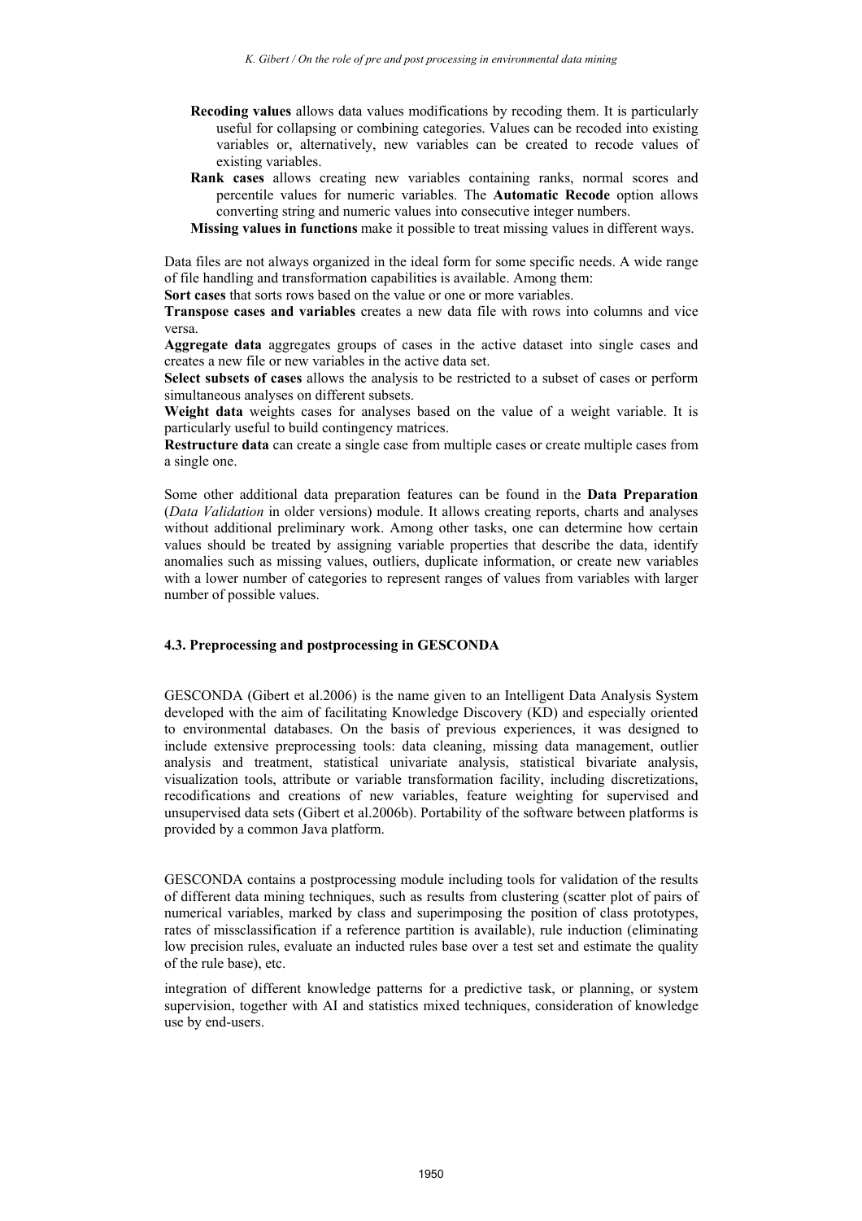**Recoding values** allows data values modifications by recoding them. It is particularly useful for collapsing or combining categories. Values can be recoded into existing variables or, alternatively, new variables can be created to recode values of existing variables.

**Rank cases** allows creating new variables containing ranks, normal scores and percentile values for numeric variables. The **Automatic Recode** option allows converting string and numeric values into consecutive integer numbers.

**Missing values in functions** make it possible to treat missing values in different ways.

Data files are not always organized in the ideal form for some specific needs. A wide range of file handling and transformation capabilities is available. Among them:

**Sort cases** that sorts rows based on the value or one or more variables.

**Transpose cases and variables** creates a new data file with rows into columns and vice versa.

**Aggregate data** aggregates groups of cases in the active dataset into single cases and creates a new file or new variables in the active data set.

**Select subsets of cases** allows the analysis to be restricted to a subset of cases or perform simultaneous analyses on different subsets.

**Weight data** weights cases for analyses based on the value of a weight variable. It is particularly useful to build contingency matrices.

**Restructure data** can create a single case from multiple cases or create multiple cases from a single one.

Some other additional data preparation features can be found in the **Data Preparation** (*Data Validation* in older versions) module. It allows creating reports, charts and analyses without additional preliminary work. Among other tasks, one can determine how certain values should be treated by assigning variable properties that describe the data, identify anomalies such as missing values, outliers, duplicate information, or create new variables with a lower number of categories to represent ranges of values from variables with larger number of possible values.

### 4.3. Preprocessing and postprocessing in GESCONDA

GESCONDA (Gibert et al.2006) is the name given to an Intelligent Data Analysis System developed with the aim of facilitating Knowledge Discovery (KD) and especially oriented to environmental databases. On the basis of previous experiences, it was designed to include extensive preprocessing tools: data cleaning, missing data management, outlier analysis and treatment, statistical univariate analysis, statistical bivariate analysis, visualization tools, attribute or variable transformation facility, including discretizations, recodifications and creations of new variables, feature weighting for supervised and unsupervised data sets (Gibert et al.2006b). Portability of the software between platforms is provided by a common Java platform.

GESCONDA contains a postprocessing module including tools for validation of the results of different data mining techniques, such as results from clustering (scatter plot of pairs of numerical variables, marked by class and superimposing the position of class prototypes, rates of missclassification if a reference partition is available), rule induction (eliminating low precision rules, evaluate an inducted rules base over a test set and estimate the quality of the rule base), etc.

integration of different knowledge patterns for a predictive task, or planning, or system supervision, together with AI and statistics mixed techniques, consideration of knowledge use by end-users.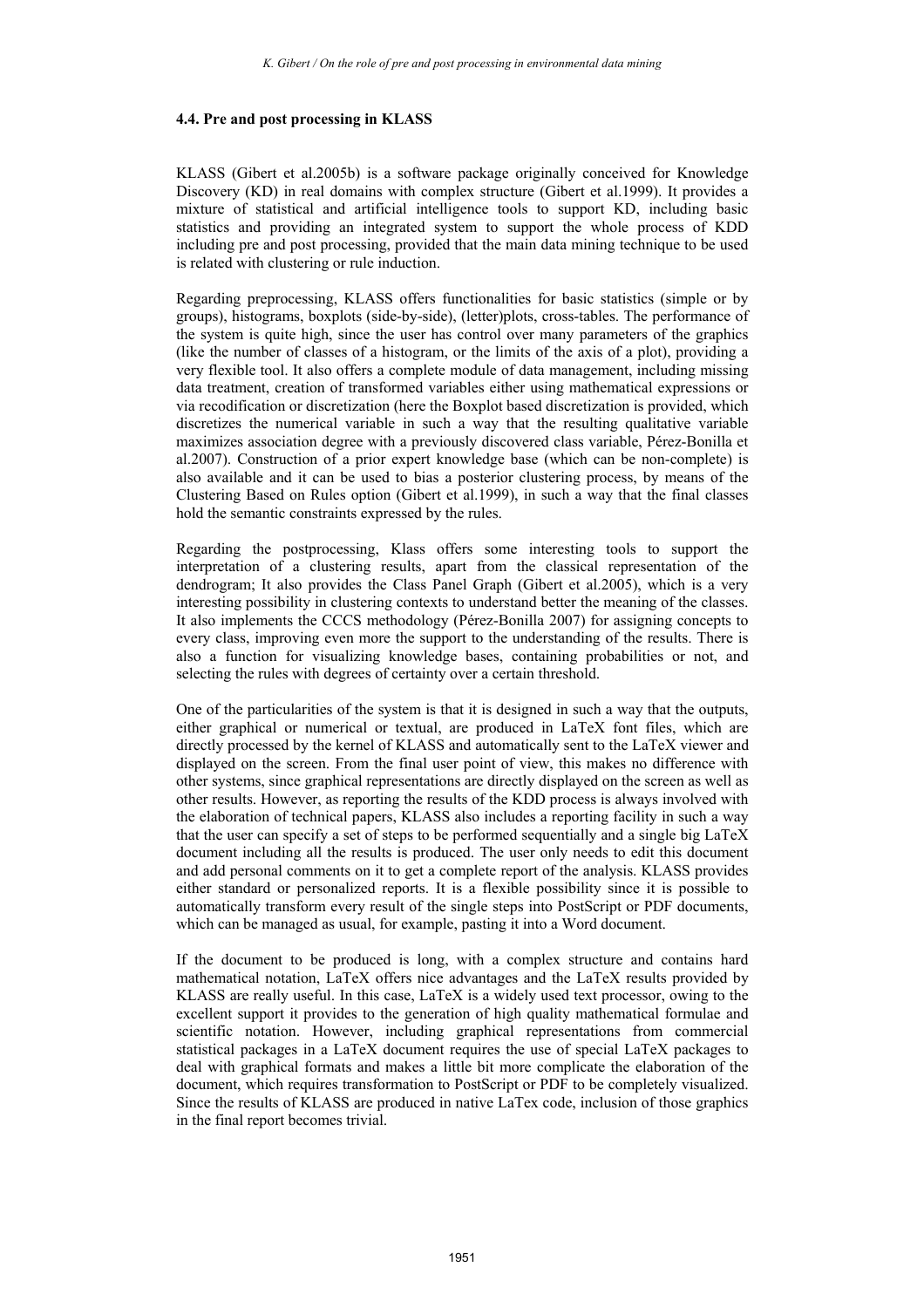### 4.4. Pre and post processing in KLASS

KLASS (Gibert et al.2005b) is a software package originally conceived for Knowledge Discovery (KD) in real domains with complex structure (Gibert et al.1999). It provides a mixture of statistical and artificial intelligence tools to support KD, including basic statistics and providing an integrated system to support the whole process of KDD including pre and post processing, provided that the main data mining technique to be used is related with clustering or rule induction.

Regarding preprocessing, KLASS offers functionalities for basic statistics (simple or by groups), histograms, boxplots (side-by-side), (letter)plots, cross-tables. The performance of the system is quite high, since the user has control over many parameters of the graphics (like the number of classes of a histogram, or the limits of the axis of a plot), providing a very flexible tool. It also offers a complete module of data management, including missing data treatment, creation of transformed variables either using mathematical expressions or via recodification or discretization (here the Boxplot based discretization is provided, which discretizes the numerical variable in such a way that the resulting qualitative variable maximizes association degree with a previously discovered class variable, Pérez-Bonilla et al.2007). Construction of a prior expert knowledge base (which can be non-complete) is also available and it can be used to bias a posterior clustering process, by means of the Clustering Based on Rules option (Gibert et al.1999), in such a way that the final classes hold the semantic constraints expressed by the rules.

Regarding the postprocessing, Klass offers some interesting tools to support the interpretation of a clustering results, apart from the classical representation of the dendrogram; It also provides the Class Panel Graph (Gibert et al.2005), which is a very interesting possibility in clustering contexts to understand better the meaning of the classes. It also implements the CCCS methodology (Pérez-Bonilla 2007) for assigning concepts to every class, improving even more the support to the understanding of the results. There is also a function for visualizing knowledge bases, containing probabilities or not, and selecting the rules with degrees of certainty over a certain threshold.

One of the particularities of the system is that it is designed in such a way that the outputs, either graphical or numerical or textual, are produced in LaTeX font files, which are directly processed by the kernel of KLASS and automatically sent to the LaTeX viewer and displayed on the screen. From the final user point of view, this makes no difference with other systems, since graphical representations are directly displayed on the screen as well as other results. However, as reporting the results of the KDD process is always involved with the elaboration of technical papers, KLASS also includes a reporting facility in such a way that the user can specify a set of steps to be performed sequentially and a single big LaTeX document including all the results is produced. The user only needs to edit this document and add personal comments on it to get a complete report of the analysis. KLASS provides either standard or personalized reports. It is a flexible possibility since it is possible to automatically transform every result of the single steps into PostScript or PDF documents, which can be managed as usual, for example, pasting it into a Word document.

If the document to be produced is long, with a complex structure and contains hard mathematical notation, LaTeX offers nice advantages and the LaTeX results provided by KLASS are really useful. In this case, LaTeX is a widely used text processor, owing to the excellent support it provides to the generation of high quality mathematical formulae and scientific notation. However, including graphical representations from commercial statistical packages in a LaTeX document requires the use of special LaTeX packages to deal with graphical formats and makes a little bit more complicate the elaboration of the document, which requires transformation to PostScript or PDF to be completely visualized. Since the results of KLASS are produced in native LaTex code, inclusion of those graphics in the final report becomes trivial.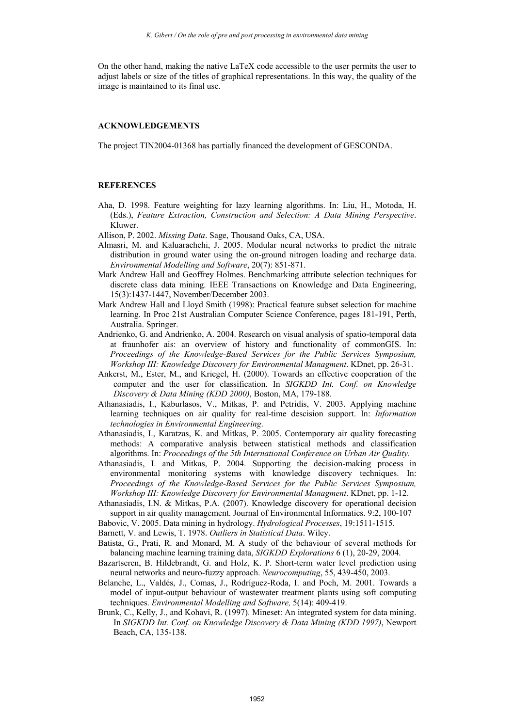On the other hand, making the native LaTeX code accessible to the user permits the user to adjust labels or size of the titles of graphical representations. In this way, the quality of the image is maintained to its final use.

## ACKNOWLEDGEMENTS

The project TIN2004-01368 has partially financed the development of GESCONDA.

## REFERENCES

Aha, D. 1998. Feature weighting for lazy learning algorithms. In: Liu, H., Motoda, H. (Eds.), *Feature Extraction, Construction and Selection: A Data Mining Perspective*. Kluwer.

Allison, P. 2002. *Missing Data*. Sage, Thousand Oaks, CA, USA.

Almasri, M. and Kaluarachchi, J. 2005. Modular neural networks to predict the nitrate distribution in ground water using the on-ground nitrogen loading and recharge data. *Environmental Modelling and Software*, 20(7): 851-871.

Mark Andrew Hall and Geoffrey Holmes. Benchmarking attribute selection techniques for discrete class data mining. IEEE Transactions on Knowledge and Data Engineering, 15(3):1437-1447, November/December 2003.

Mark Andrew Hall and Lloyd Smith (1998): Practical feature subset selection for machine learning. In Proc 21st Australian Computer Science Conference, pages 181-191, Perth, Australia. Springer.

Andrienko, G. and Andrienko, A. 2004. Research on visual analysis of spatio-temporal data at fraunhofer ais: an overview of history and functionality of commonGIS. In: *Proceedings of the Knowledge-Based Services for the Public Services Symposium, Workshop III: Knowledge Discovery for Environmental Managment*. KDnet, pp. 26-31.

Ankerst, M., Ester, M., and Kriegel, H. (2000). Towards an effective cooperation of the computer and the user for classification. In *SIGKDD Int. Conf. on Knowledge Discovery & Data Mining (KDD 2000)*, Boston, MA, 179-188.

Athanasiadis, I., Kaburlasos, V., Mitkas, P. and Petridis, V. 2003. Applying machine learning techniques on air quality for real-time descision support. In: *Information technologies in Environmental Engineering*.

Athanasiadis, I., Karatzas, K. and Mitkas, P. 2005. Contemporary air quality forecasting methods: A comparative analysis between statistical methods and classification algorithms. In: *Proceedings of the 5th International Conference on Urban Air Quality*.

Athanasiadis, I. and Mitkas, P. 2004. Supporting the decision-making process in environmental monitoring systems with knowledge discovery techniques. In: *Proceedings of the Knowledge-Based Services for the Public Services Symposium, Workshop III: Knowledge Discovery for Environmental Managment*. KDnet, pp. 1-12.

Athanasiadis, I.N. & Mitkas, P.A. (2007). Knowledge discovery for operational decision support in air quality management. Journal of Environmental Informatics. 9:2, 100-107

Babovic, V. 2005. Data mining in hydrology. *Hydrological Processes*, 19:1511-1515.

Barnett, V. and Lewis, T. 1978. *Outliers in Statistical Data*. Wiley.

Batista, G., Prati, R. and Monard, M. A study of the behaviour of several methods for balancing machine learning training data, *SIGKDD Explorations* 6 (1), 20-29, 2004.

Bazartseren, B. Hildebrandt, G. and Holz, K. P. Short-term water level prediction using neural networks and neuro-fuzzy approach. *Neurocomputing*, 55, 439-450, 2003.

Belanche, L., Valdés, J., Comas, J., Rodríguez-Roda, I. and Poch, M. 2001. Towards a model of input-output behaviour of wastewater treatment plants using soft computing techniques. *Environmental Modelling and Software,* 5(14): 409-419.

Brunk, C., Kelly, J., and Kohavi, R. (1997). Mineset: An integrated system for data mining. In *SIGKDD Int. Conf. on Knowledge Discovery & Data Mining (KDD 1997)*, Newport Beach, CA, 135-138.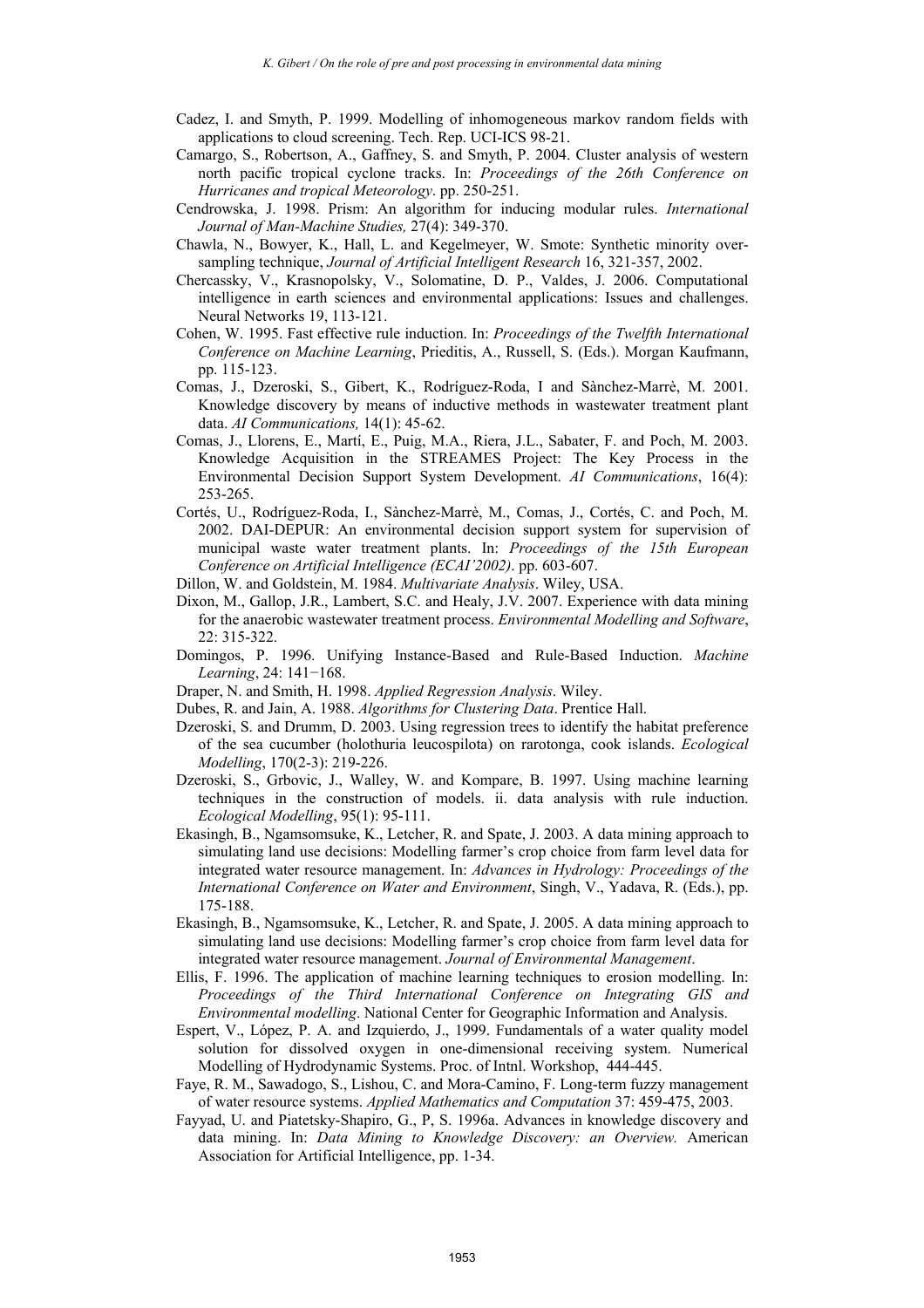Cadez, I. and Smyth, P. 1999. Modelling of inhomogeneous markov random fields with applications to cloud screening. Tech. Rep. UCI-ICS 98-21.

Camargo, S., Robertson, A., Gaffney, S. and Smyth, P. 2004. Cluster analysis of western north pacific tropical cyclone tracks. In: *Proceedings of the 26th Conference on Hurricanes and tropical Meteorology*. pp. 250-251.

Cendrowska, J. 1998. Prism: An algorithm for inducing modular rules. *International Journal of Man-Machine Studies,* 27(4): 349-370.

Chawla, N., Bowyer, K., Hall, L. and Kegelmeyer, W. Smote: Synthetic minority over-sampling technique, *Journal of Artificial Intelligent Research* 16, 321-357, 2002.

Chercassky, V., Krasnopolsky, V., Solomatine, D. P., Valdes, J. 2006. Computational intelligence in earth sciences and environmental applications: Issues and challenges. Neural Networks 19, 113-121.

Cohen, W. 1995. Fast effective rule induction. In: *Proceedings of the Twelfth International Conference on Machine Learning*, Prieditis, A., Russell, S. (Eds.). Morgan Kaufmann, pp. 115-123.

Comas, J., Dzeroski, S., Gibert, K., Rodríguez-Roda, I and Sànchez-Marrè, M. 2001. Knowledge discovery by means of inductive methods in wastewater treatment plant data. *AI Communications,* 14(1): 45-62.

Comas, J., Llorens, E., Martí, E., Puig, M.A., Riera, J.L., Sabater, F. and Poch, M. 2003. Knowledge Acquisition in the STREAMES Project: The Key Process in the Environmental Decision Support System Development. *AI Communications*, 16(4): 253-265.

Cortés, U., Rodríguez-Roda, I., Sànchez-Marrè, M., Comas, J., Cortés, C. and Poch, M. 2002. DAI-DEPUR: An environmental decision support system for supervision of municipal waste water treatment plants. In: *Proceedings of the 15th European Conference on Artificial Intelligence (ECAI'2002)*. pp. 603-607.

Dillon, W. and Goldstein, M. 1984. *Multivariate Analysis*. Wiley, USA.

Dixon, M., Gallop, J.R., Lambert, S.C. and Healy, J.V. 2007. Experience with data mining for the anaerobic wastewater treatment process. *Environmental Modelling and Software*, 22: 315-322.

Domingos, P. 1996. Unifying Instance-Based and Rule-Based Induction. *Machine Learning*, 24: 141−168.

Draper, N. and Smith, H. 1998. *Applied Regression Analysis*. Wiley.

Dubes, R. and Jain, A. 1988. *Algorithms for Clustering Data*. Prentice Hall.

Dzeroski, S. and Drumm, D. 2003. Using regression trees to identify the habitat preference of the sea cucumber (holothuria leucospilota) on rarotonga, cook islands. *Ecological Modelling*, 170(2-3): 219-226.

Dzeroski, S., Grbovic, J., Walley, W. and Kompare, B. 1997. Using machine learning techniques in the construction of models. ii. data analysis with rule induction. *Ecological Modelling*, 95(1): 95-111.

Ekasingh, B., Ngamsomsuke, K., Letcher, R. and Spate, J. 2003. A data mining approach to simulating land use decisions: Modelling farmer's crop choice from farm level data for integrated water resource management. In: *Advances in Hydrology: Proceedings of the International Conference on Water and Environment*, Singh, V., Yadava, R. (Eds.), pp. 175-188.

Ekasingh, B., Ngamsomsuke, K., Letcher, R. and Spate, J. 2005. A data mining approach to simulating land use decisions: Modelling farmer's crop choice from farm level data for integrated water resource management. *Journal of Environmental Management*.

Ellis, F. 1996. The application of machine learning techniques to erosion modelling. In: *Proceedings of the Third International Conference on Integrating GIS and Environmental modelling*. National Center for Geographic Information and Analysis.

Espert, V., López, P. A. and Izquierdo, J., 1999. Fundamentals of a water quality model solution for dissolved oxygen in one-dimensional receiving system. Numerical Modelling of Hydrodynamic Systems. Proc. of Intnl. Workshop, 444-445.

Faye, R. M., Sawadogo, S., Lishou, C. and Mora-Camino, F. Long-term fuzzy management of water resource systems. *Applied Mathematics and Computation* 37: 459-475, 2003.

Fayyad, U. and Piatetsky-Shapiro, G., P, S. 1996a. Advances in knowledge discovery and data mining. In: *Data Mining to Knowledge Discovery: an Overview.* American Association for Artificial Intelligence, pp. 1-34.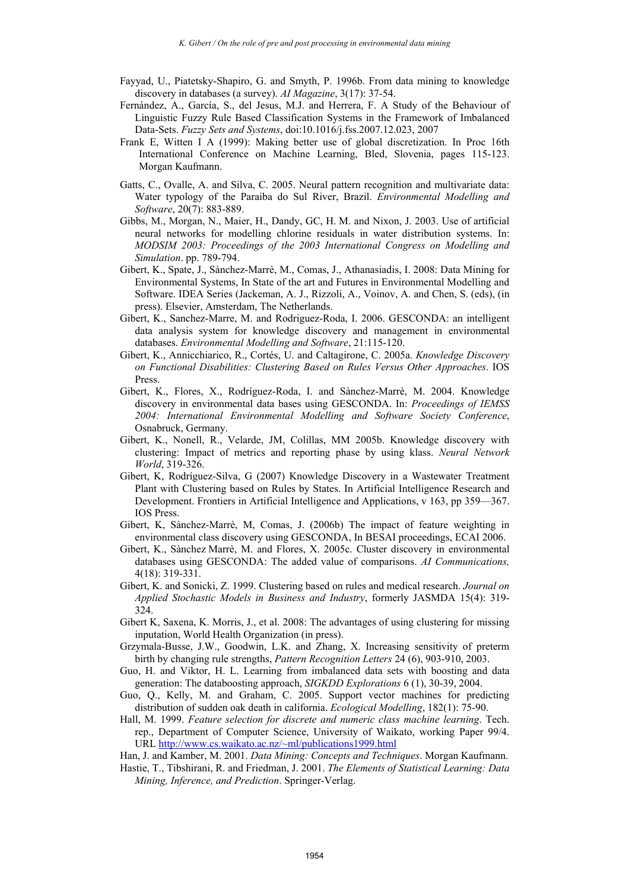Fayyad, U., Piatetsky-Shapiro, G. and Smyth, P. 1996b. From data mining to knowledge discovery in databases (a survey). *AI Magazine*, 3(17): 37-54.

Fernández, A., García, S., del Jesus, M.J. and Herrera, F. A Study of the Behaviour of Linguistic Fuzzy Rule Based Classification Systems in the Framework of Imbalanced Data-Sets. *Fuzzy Sets and Systems*, doi:10.1016/j.fss.2007.12.023, 2007

Frank E, Witten I A (1999): Making better use of global discretization. In Proc 16th International Conference on Machine Learning, Bled, Slovenia, pages 115-123. Morgan Kaufmann.

Gatts, C., Ovalle, A. and Silva, C. 2005. Neural pattern recognition and multivariate data: Water typology of the Paraiba do Sul River, Brazil. *Environmental Modelling and Software*, 20(7): 883-889.

Gibbs, M., Morgan, N., Maier, H., Dandy, GC, H. M. and Nixon, J. 2003. Use of artificial neural networks for modelling chlorine residuals in water distribution systems. In: *MODSIM 2003: Proceedings of the 2003 International Congress on Modelling and Simulation*. pp. 789-794.

Gibert, K., Spate, J., Sànchez-Marrè, M., Comas, J., Athanasiadis, I. 2008: Data Mining for Environmental Systems, In State of the art and Futures in Environmental Modelling and Software. IDEA Series (Jackeman, A. J., Rizzoli, A., Voinov, A. and Chen, S. (eds), (in press). Elsevier, Amsterdam, The Netherlands.

Gibert, K., Sanchez-Marre, M. and Rodriguez-Roda, I. 2006. GESCONDA: an intelligent data analysis system for knowledge discovery and management in environmental databases. *Environmental Modelling and Software*, 21:115-120.

Gibert, K., Annicchiarico, R., Cortés, U. and Caltagirone, C. 2005a. *Knowledge Discovery on Functional Disabilities: Clustering Based on Rules Versus Other Approaches*. IOS Press.

Gibert, K., Flores, X., Rodríguez-Roda, I. and Sànchez-Marrè, M. 2004. Knowledge discovery in environmental data bases using GESCONDA. In: *Proceedings of IEMSS 2004: International Environmental Modelling and Software Society Conference*, Osnabruck, Germany.

Gibert, K., Nonell, R., Velarde, JM, Colillas, MM 2005b. Knowledge discovery with clustering: Impact of metrics and reporting phase by using klass. *Neural Network World*, 319-326.

Gibert, K, Rodríguez-Silva, G (2007) Knowledge Discovery in a Wastewater Treatment Plant with Clustering based on Rules by States. In Artificial Intelligence Research and Development. Frontiers in Artificial Intelligence and Applications, v 163, pp 359—367. IOS Press.

Gibert, K, Sànchez-Marrè, M, Comas, J. (2006b) The impact of feature weighting in environmental class discovery using GESCONDA, In BESAI proceedings, ECAI 2006.

Gibert, K., Sànchez Marrè, M. and Flores, X. 2005c. Cluster discovery in environmental databases using GESCONDA: The added value of comparisons. *AI Communications,* 4(18): 319-331.

Gibert, K. and Sonicki, Z. 1999. Clustering based on rules and medical research. *Journal on Applied Stochastic Models in Business and Industry*, formerly JASMDA 15(4): 319-324.

Gibert K, Saxena, K. Morris, J., et al. 2008: The advantages of using clustering for missing inputation, World Health Organization (in press).

Grzymala-Busse, J.W., Goodwin, L.K. and Zhang, X. Increasing sensitivity of preterm birth by changing rule strengths, *Pattern Recognition Letters* 24 (6), 903-910, 2003.

Guo, H. and Viktor, H. L. Learning from imbalanced data sets with boosting and data generation: The databoosting approach, *SIGKDD Explorations* 6 (1), 30-39, 2004.

Guo, Q., Kelly, M. and Graham, C. 2005. Support vector machines for predicting distribution of sudden oak death in california. *Ecological Modelling*, 182(1): 75-90.

Hall, M. 1999. *Feature selection for discrete and numeric class machine learning*. Tech. rep., Department of Computer Science, University of Waikato, working Paper 99/4. URL http://www.cs.waikato.ac.nz/~ml/publications1999.html

Han, J. and Kamber, M. 2001. *Data Mining: Concepts and Techniques*. Morgan Kaufmann.

Hastie, T., Tibshirani, R. and Friedman, J. 2001. *The Elements of Statistical Learning: Data Mining, Inference, and Prediction*. Springer-Verlag.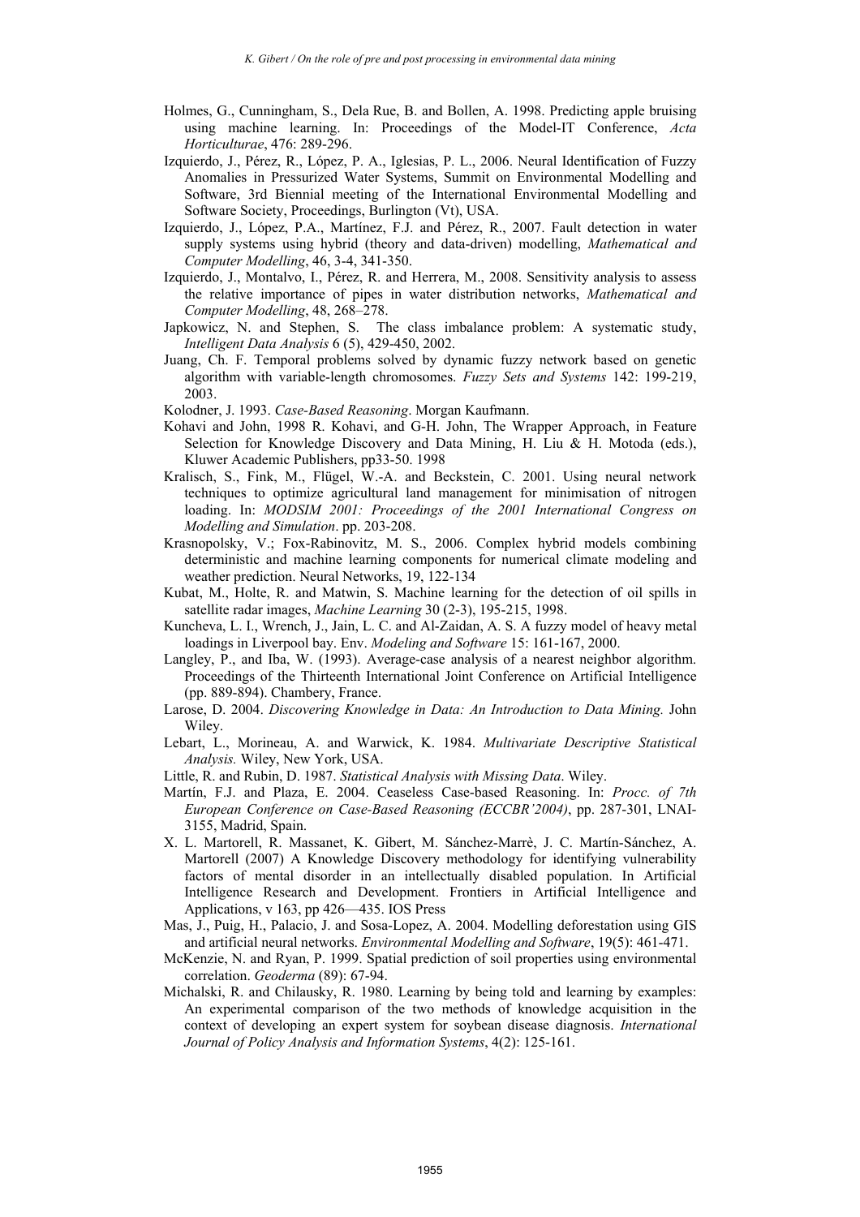Holmes, G., Cunningham, S., Dela Rue, B. and Bollen, A. 1998. Predicting apple bruising using machine learning. In: Proceedings of the Model-IT Conference, *Acta Horticulturae*, 476: 289-296.

Izquierdo, J., Pérez, R., López, P. A., Iglesias, P. L., 2006. Neural Identification of Fuzzy Anomalies in Pressurized Water Systems, Summit on Environmental Modelling and Software, 3rd Biennial meeting of the International Environmental Modelling and Software Society, Proceedings, Burlington (Vt), USA.

Izquierdo, J., López, P.A., Martínez, F.J. and Pérez, R., 2007. Fault detection in water supply systems using hybrid (theory and data-driven) modelling, *Mathematical and Computer Modelling*, 46, 3-4, 341-350.

Izquierdo, J., Montalvo, I., Pérez, R. and Herrera, M., 2008. Sensitivity analysis to assess the relative importance of pipes in water distribution networks, *Mathematical and Computer Modelling*, 48, 268–278.

Japkowicz, N. and Stephen, S. The class imbalance problem: A systematic study, *Intelligent Data Analysis* 6 (5), 429-450, 2002.

Juang, Ch. F. Temporal problems solved by dynamic fuzzy network based on genetic algorithm with variable-length chromosomes. *Fuzzy Sets and Systems* 142: 199-219, 2003.

Kolodner, J. 1993. *Case-Based Reasoning*. Morgan Kaufmann.

Kohavi and John, 1998 R. Kohavi, and G-H. John, The Wrapper Approach, in Feature Selection for Knowledge Discovery and Data Mining, H. Liu & H. Motoda (eds.), Kluwer Academic Publishers, pp33-50. 1998

Kralisch, S., Fink, M., Flügel, W.-A. and Beckstein, C. 2001. Using neural network techniques to optimize agricultural land management for minimisation of nitrogen loading. In: *MODSIM 2001: Proceedings of the 2001 International Congress on Modelling and Simulation*. pp. 203-208.

Krasnopolsky, V.; Fox-Rabinovitz, M. S., 2006. Complex hybrid models combining deterministic and machine learning components for numerical climate modeling and weather prediction. Neural Networks, 19, 122-134

Kubat, M., Holte, R. and Matwin, S. Machine learning for the detection of oil spills in satellite radar images, *Machine Learning* 30 (2-3), 195-215, 1998.

Kuncheva, L. I., Wrench, J., Jain, L. C. and Al-Zaidan, A. S. A fuzzy model of heavy metal loadings in Liverpool bay. Env. *Modeling and Software* 15: 161-167, 2000.

Langley, P., and Iba, W. (1993). Average-case analysis of a nearest neighbor algorithm. Proceedings of the Thirteenth International Joint Conference on Artificial Intelligence (pp. 889-894). Chambery, France.

Larose, D. 2004. *Discovering Knowledge in Data: An Introduction to Data Mining.* John Wiley.

Lebart, L., Morineau, A. and Warwick, K. 1984. *Multivariate Descriptive Statistical Analysis.* Wiley, New York, USA.

Little, R. and Rubin, D. 1987. *Statistical Analysis with Missing Data*. Wiley.

Martín, F.J. and Plaza, E. 2004. Ceaseless Case-based Reasoning. In: *Procc. of 7th European Conference on Case-Based Reasoning (ECCBR'2004)*, pp. 287-301, LNAI-3155, Madrid, Spain.

X. L. Martorell, R. Massanet, K. Gibert, M. Sánchez-Marrè, J. C. Martín-Sánchez, A. Martorell (2007) A Knowledge Discovery methodology for identifying vulnerability factors of mental disorder in an intellectually disabled population. In Artificial Intelligence Research and Development. Frontiers in Artificial Intelligence and Applications, v 163, pp 426—435. IOS Press

Mas, J., Puig, H., Palacio, J. and Sosa-Lopez, A. 2004. Modelling deforestation using GIS and artificial neural networks. *Environmental Modelling and Software*, 19(5): 461-471.

McKenzie, N. and Ryan, P. 1999. Spatial prediction of soil properties using environmental correlation. *Geoderma* (89): 67-94.

Michalski, R. and Chilausky, R. 1980. Learning by being told and learning by examples: An experimental comparison of the two methods of knowledge acquisition in the context of developing an expert system for soybean disease diagnosis. *International Journal of Policy Analysis and Information Systems*, 4(2): 125-161.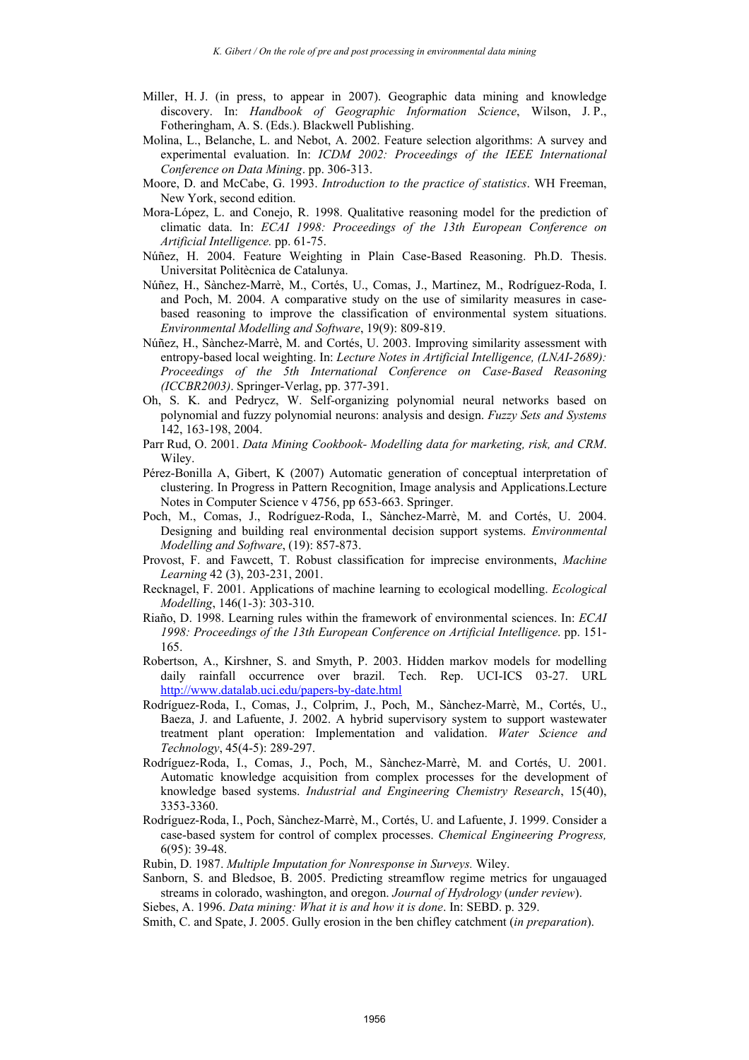Miller, H. J. (in press, to appear in 2007). Geographic data mining and knowledge discovery. In: *Handbook of Geographic Information Science*, Wilson, J. P., Fotheringham, A. S. (Eds.). Blackwell Publishing.

Molina, L., Belanche, L. and Nebot, A. 2002. Feature selection algorithms: A survey and experimental evaluation. In: *ICDM 2002: Proceedings of the IEEE International Conference on Data Mining*. pp. 306-313.

Moore, D. and McCabe, G. 1993. *Introduction to the practice of statistics*. WH Freeman, New York, second edition.

Mora-López, L. and Conejo, R. 1998. Qualitative reasoning model for the prediction of climatic data. In: *ECAI 1998: Proceedings of the 13th European Conference on Artificial Intelligence.* pp. 61-75.

Núñez, H. 2004. Feature Weighting in Plain Case-Based Reasoning. Ph.D. Thesis. Universitat Politècnica de Catalunya.

Núñez, H., Sànchez-Marrè, M., Cortés, U., Comas, J., Martinez, M., Rodríguez-Roda, I. and Poch, M. 2004. A comparative study on the use of similarity measures in case-based reasoning to improve the classification of environmental system situations. *Environmental Modelling and Software*, 19(9): 809-819.

Núñez, H., Sànchez-Marrè, M. and Cortés, U. 2003. Improving similarity assessment with entropy-based local weighting. In: *Lecture Notes in Artificial Intelligence, (LNAI-2689): Proceedings of the 5th International Conference on Case-Based Reasoning (ICCBR2003)*. Springer-Verlag, pp. 377-391.

Oh, S. K. and Pedrycz, W. Self-organizing polynomial neural networks based on polynomial and fuzzy polynomial neurons: analysis and design. *Fuzzy Sets and Systems* 142, 163-198, 2004.

Parr Rud, O. 2001. *Data Mining Cookbook- Modelling data for marketing, risk, and CRM*. Wiley.

Pérez-Bonilla A, Gibert, K (2007) Automatic generation of conceptual interpretation of clustering. In Progress in Pattern Recognition, Image analysis and Applications.Lecture Notes in Computer Science v 4756, pp 653-663. Springer.

Poch, M., Comas, J., Rodríguez-Roda, I., Sànchez-Marrè, M. and Cortés, U. 2004. Designing and building real environmental decision support systems. *Environmental Modelling and Software*, (19): 857-873.

Provost, F. and Fawcett, T. Robust classification for imprecise environments, *Machine Learning* 42 (3), 203-231, 2001.

Recknagel, F. 2001. Applications of machine learning to ecological modelling. *Ecological Modelling*, 146(1-3): 303-310.

Riaño, D. 1998. Learning rules within the framework of environmental sciences. In: *ECAI 1998: Proceedings of the 13th European Conference on Artificial Intelligence*. pp. 151-165.

Robertson, A., Kirshner, S. and Smyth, P. 2003. Hidden markov models for modelling daily rainfall occurrence over brazil. Tech. Rep. UCI-ICS 03-27. URL http://www.datalab.uci.edu/papers-by-date.html

Rodríguez-Roda, I., Comas, J., Colprim, J., Poch, M., Sànchez-Marrè, M., Cortés, U., Baeza, J. and Lafuente, J. 2002. A hybrid supervisory system to support wastewater treatment plant operation: Implementation and validation. *Water Science and Technology*, 45(4-5): 289-297.

Rodríguez-Roda, I., Comas, J., Poch, M., Sànchez-Marrè, M. and Cortés, U. 2001. Automatic knowledge acquisition from complex processes for the development of knowledge based systems. *Industrial and Engineering Chemistry Research*, 15(40), 3353-3360.

Rodríguez-Roda, I., Poch, Sànchez-Marrè, M., Cortés, U. and Lafuente, J. 1999. Consider a case-based system for control of complex processes. *Chemical Engineering Progress,* 6(95): 39-48.

Rubin, D. 1987. *Multiple Imputation for Nonresponse in Surveys.* Wiley.

Sanborn, S. and Bledsoe, B. 2005. Predicting streamflow regime metrics for ungauaged streams in colorado, washington, and oregon. *Journal of Hydrology* (*under review*).

Siebes, A. 1996. *Data mining: What it is and how it is done*. In: SEBD. p. 329.

Smith, C. and Spate, J. 2005. Gully erosion in the ben chifley catchment (*in preparation*).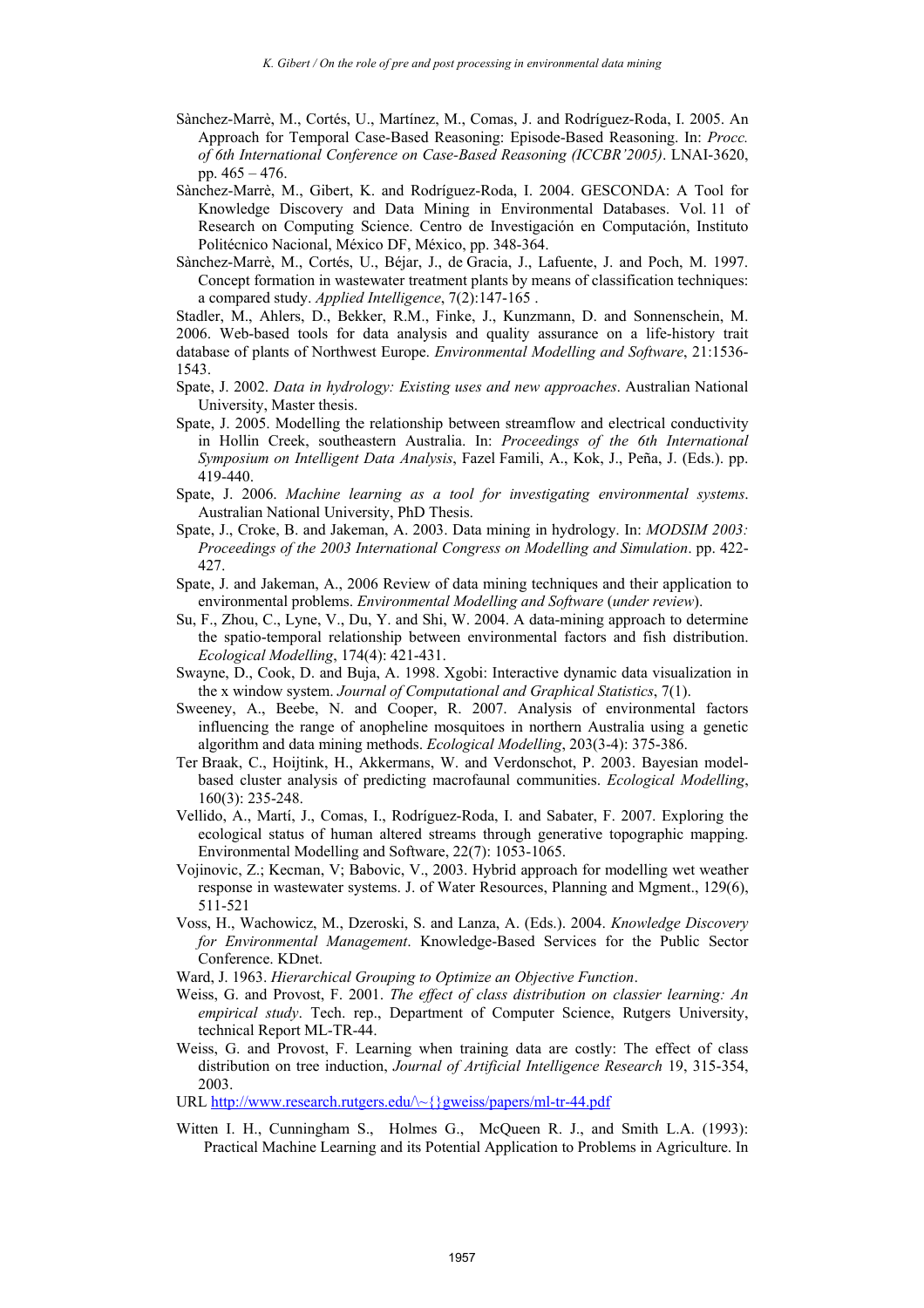Sànchez-Marrè, M., Cortés, U., Martínez, M., Comas, J. and Rodríguez-Roda, I. 2005. An Approach for Temporal Case-Based Reasoning: Episode-Based Reasoning. In: *Procc. of 6th International Conference on Case-Based Reasoning (ICCBR'2005)*. LNAI-3620, pp. 465 – 476.

Sànchez-Marrè, M., Gibert, K. and Rodríguez-Roda, I. 2004. GESCONDA: A Tool for Knowledge Discovery and Data Mining in Environmental Databases. Vol. 11 of Research on Computing Science. Centro de Investigación en Computación, Instituto Politécnico Nacional, México DF, México, pp. 348-364.

Sànchez-Marrè, M., Cortés, U., Béjar, J., de Gracia, J., Lafuente, J. and Poch, M. 1997. Concept formation in wastewater treatment plants by means of classification techniques: a compared study. *Applied Intelligence*, 7(2):147-165 .

Stadler, M., Ahlers, D., Bekker, R.M., Finke, J., Kunzmann, D. and Sonnenschein, M. 2006. Web-based tools for data analysis and quality assurance on a life-history trait database of plants of Northwest Europe. *Environmental Modelling and Software*, 21:1536-1543.

Spate, J. 2002. *Data in hydrology: Existing uses and new approaches*. Australian National University, Master thesis.

Spate, J. 2005. Modelling the relationship between streamflow and electrical conductivity in Hollin Creek, southeastern Australia. In: *Proceedings of the 6th International Symposium on Intelligent Data Analysis*, Fazel Famili, A., Kok, J., Peña, J. (Eds.). pp. 419-440.

Spate, J. 2006. *Machine learning as a tool for investigating environmental systems*. Australian National University, PhD Thesis.

Spate, J., Croke, B. and Jakeman, A. 2003. Data mining in hydrology. In: *MODSIM 2003: Proceedings of the 2003 International Congress on Modelling and Simulation*. pp. 422-427.

Spate, J. and Jakeman, A., 2006 Review of data mining techniques and their application to environmental problems. *Environmental Modelling and Software* (*under review*).

Su, F., Zhou, C., Lyne, V., Du, Y. and Shi, W. 2004. A data-mining approach to determine the spatio-temporal relationship between environmental factors and fish distribution. *Ecological Modelling*, 174(4): 421-431.

Swayne, D., Cook, D. and Buja, A. 1998. Xgobi: Interactive dynamic data visualization in the x window system. *Journal of Computational and Graphical Statistics*, 7(1).

Sweeney, A., Beebe, N. and Cooper, R. 2007. Analysis of environmental factors influencing the range of anopheline mosquitoes in northern Australia using a genetic algorithm and data mining methods. *Ecological Modelling*, 203(3-4): 375-386.

Ter Braak, C., Hoijtink, H., Akkermans, W. and Verdonschot, P. 2003. Bayesian model-based cluster analysis of predicting macrofaunal communities. *Ecological Modelling*, 160(3): 235-248.

Vellido, A., Martí, J., Comas, I., Rodríguez-Roda, I. and Sabater, F. 2007. Exploring the ecological status of human altered streams through generative topographic mapping. Environmental Modelling and Software, 22(7): 1053-1065.

Vojinovic, Z.; Kecman, V; Babovic, V., 2003. Hybrid approach for modelling wet weather response in wastewater systems. J. of Water Resources, Planning and Mgment., 129(6), 511-521

Voss, H., Wachowicz, M., Dzeroski, S. and Lanza, A. (Eds.). 2004. *Knowledge Discovery for Environmental Management*. Knowledge-Based Services for the Public Sector Conference. KDnet.

Ward, J. 1963. *Hierarchical Grouping to Optimize an Objective Function*.

Weiss, G. and Provost, F. 2001. *The effect of class distribution on classier learning: An empirical study*. Tech. rep., Department of Computer Science, Rutgers University, technical Report ML-TR-44.

Weiss, G. and Provost, F. Learning when training data are costly: The effect of class distribution on tree induction, *Journal of Artificial Intelligence Research* 19, 315-354, 2003.

URL http://www.research.rutgers.edu/\~{}gweiss/papers/ml-tr-44.pdf

Witten I. H., Cunningham S., Holmes G., McQueen R. J., and Smith L.A. (1993): Practical Machine Learning and its Potential Application to Problems in Agriculture. In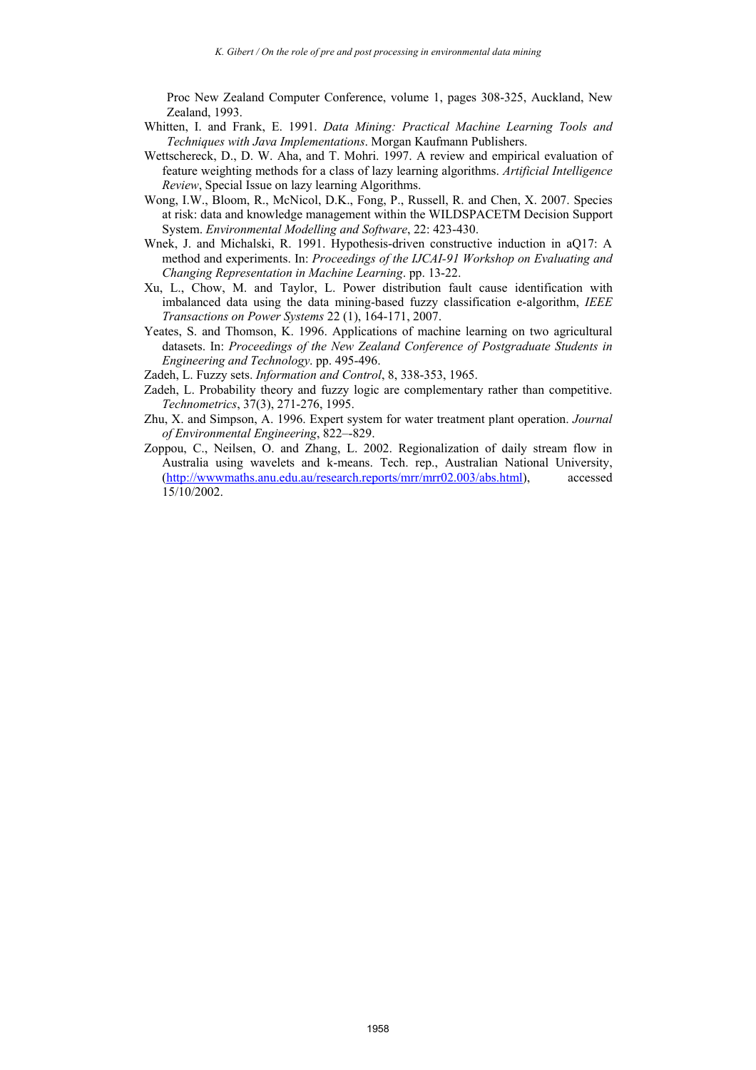Proc New Zealand Computer Conference, volume 1, pages 308-325, Auckland, New Zealand, 1993.

Whitten, I. and Frank, E. 1991. *Data Mining: Practical Machine Learning Tools and Techniques with Java Implementations*. Morgan Kaufmann Publishers.

Wettschereck, D., D. W. Aha, and T. Mohri. 1997. A review and empirical evaluation of feature weighting methods for a class of lazy learning algorithms. *Artificial Intelligence Review*, Special Issue on lazy learning Algorithms.

Wong, I.W., Bloom, R., McNicol, D.K., Fong, P., Russell, R. and Chen, X. 2007. Species at risk: data and knowledge management within the WILDSPACETM Decision Support System. *Environmental Modelling and Software*, 22: 423-430.

Wnek, J. and Michalski, R. 1991. Hypothesis-driven constructive induction in aQ17: A method and experiments. In: *Proceedings of the IJCAI-91 Workshop on Evaluating and Changing Representation in Machine Learning*. pp. 13-22.

Xu, L., Chow, M. and Taylor, L. Power distribution fault cause identification with imbalanced data using the data mining-based fuzzy classification e-algorithm, *IEEE Transactions on Power Systems* 22 (1), 164-171, 2007.

Yeates, S. and Thomson, K. 1996. Applications of machine learning on two agricultural datasets. In: *Proceedings of the New Zealand Conference of Postgraduate Students in Engineering and Technology*. pp. 495-496.

Zadeh, L. Fuzzy sets. *Information and Control*, 8, 338-353, 1965.

Zadeh, L. Probability theory and fuzzy logic are complementary rather than competitive. *Technometrics*, 37(3), 271-276, 1995.

Zhu, X. and Simpson, A. 1996. Expert system for water treatment plant operation. *Journal of Environmental Engineering*, 822–-829.

Zoppou, C., Neilsen, O. and Zhang, L. 2002. Regionalization of daily stream flow in Australia using wavelets and k-means. Tech. rep., Australian National University, (http://wwwmaths.anu.edu.au/research.reports/mrr/mrr02.003/abs.html), accessed 15/10/2002.